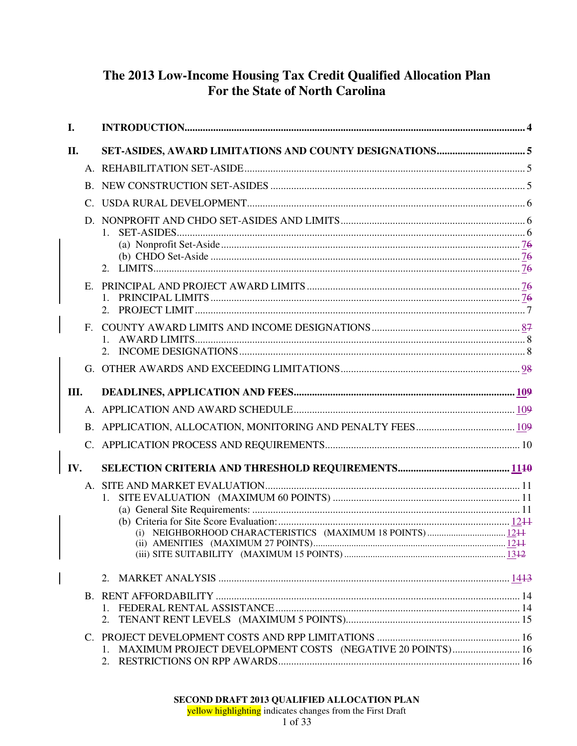# The 2013 Low-Income Housing Tax Credit Qualified Allocation Plan For the State of North Carolina

**I. INTRODUCTION** .... 4

**II. SET-ASIDES, AWARD LIMITATIONS AND COUNTY DESIGNATIONS** .... 5

- A. REHABILITATION SET-ASIDE .... 5
- B. NEW CONSTRUCTION SET-ASIDES .... 5
- C. USDA RURAL DEVELOPMENT .... 6
- D. NONPROFIT AND CHDO SET-ASIDES AND LIMITS .... 6
  - 1. SET-ASIDES .... 6
    - (a) Nonprofit Set-Aside .... ~~6~~ 7
    - (b) CHDO Set-Aside .... ~~6~~ 7
  - 2. LIMITS .... ~~6~~ 7
- E. PRINCIPAL AND PROJECT AWARD LIMITS .... ~~6~~ 7
  - 1. PRINCIPAL LIMITS .... ~~6~~ 7
  - 2. PROJECT LIMIT .... 7
- F. COUNTY AWARD LIMITS AND INCOME DESIGNATIONS .... ~~7~~ 8
  - 1. AWARD LIMITS .... 8
  - 2. INCOME DESIGNATIONS .... 8
- G. OTHER AWARDS AND EXCEEDING LIMITATIONS .... ~~8~~ 9

**III. DEADLINES, APPLICATION AND FEES** .... ~~9~~ 10

- A. APPLICATION AND AWARD SCHEDULE .... ~~9~~ 10
- B. APPLICATION, ALLOCATION, MONITORING AND PENALTY FEES .... ~~9~~ 10
- C. APPLICATION PROCESS AND REQUIREMENTS .... 10

**IV. SELECTION CRITERIA AND THRESHOLD REQUIREMENTS** .... ~~10~~ 11

- A. SITE AND MARKET EVALUATION .... 11
  - 1. SITE EVALUATION (MAXIMUM 60 POINTS) .... 11
    - (a) General Site Requirements: .... 11
    - (b) Criteria for Site Score Evaluation: .... ~~11~~ 12
      - (i) NEIGHBORHOOD CHARACTERISTICS (MAXIMUM 18 POINTS) .... ~~11~~ 12
      - (ii) AMENITIES (MAXIMUM 27 POINTS) .... ~~11~~ 12
      - (iii) SITE SUITABILITY (MAXIMUM 15 POINTS) .... ~~12~~ 13
  - 2. MARKET ANALYSIS .... ~~13~~ 14
- B. RENT AFFORDABILITY .... 14
  - 1. FEDERAL RENTAL ASSISTANCE .... 14
  - 2. TENANT RENT LEVELS (MAXIMUM 5 POINTS) .... 15
- C. PROJECT DEVELOPMENT COSTS AND RPP LIMITATIONS .... 16
  - 1. MAXIMUM PROJECT DEVELOPMENT COSTS (NEGATIVE 20 POINTS) .... 16
  - 2. RESTRICTIONS ON RPP AWARDS .... 16

**SECOND DRAFT 2013 QUALIFIED ALLOCATION PLAN**
yellow highlighting indicates changes from the First Draft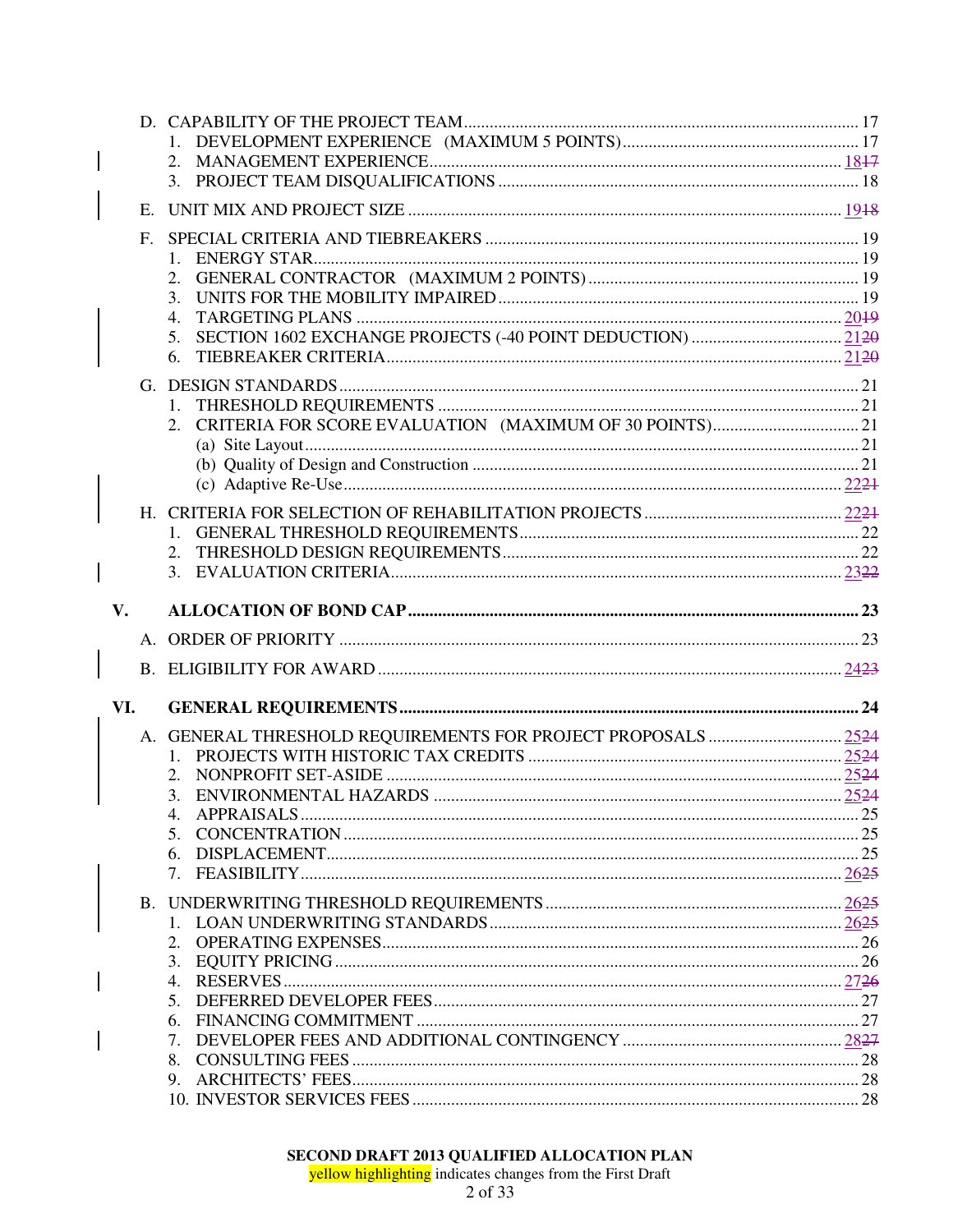D. CAPABILITY OF THE PROJECT TEAM .......... 17
  1. DEVELOPMENT EXPERIENCE (MAXIMUM 5 POINTS) .......... 17
  2. MANAGEMENT EXPERIENCE .......... 18~~17~~
  3. PROJECT TEAM DISQUALIFICATIONS .......... 18

E. UNIT MIX AND PROJECT SIZE .......... 19~~18~~

F. SPECIAL CRITERIA AND TIEBREAKERS .......... 19
  1. ENERGY STAR .......... 19
  2. GENERAL CONTRACTOR (MAXIMUM 2 POINTS) .......... 19
  3. UNITS FOR THE MOBILITY IMPAIRED .......... 19
  4. TARGETING PLANS .......... 20~~19~~
  5. SECTION 1602 EXCHANGE PROJECTS (-40 POINT DEDUCTION) .......... 21~~20~~
  6. TIEBREAKER CRITERIA .......... 21~~20~~

G. DESIGN STANDARDS .......... 21
  1. THRESHOLD REQUIREMENTS .......... 21
  2. CRITERIA FOR SCORE EVALUATION (MAXIMUM OF 30 POINTS) .......... 21
    (a) Site Layout .......... 21
    (b) Quality of Design and Construction .......... 21
    (c) Adaptive Re-Use .......... 22~~21~~

H. CRITERIA FOR SELECTION OF REHABILITATION PROJECTS .......... 22~~21~~
  1. GENERAL THRESHOLD REQUIREMENTS .......... 22
  2. THRESHOLD DESIGN REQUIREMENTS .......... 22
  3. EVALUATION CRITERIA .......... 23~~22~~

**V. ALLOCATION OF BOND CAP .......... 23**

A. ORDER OF PRIORITY .......... 23

B. ELIGIBILITY FOR AWARD .......... 24~~23~~

**VI. GENERAL REQUIREMENTS .......... 24**

A. GENERAL THRESHOLD REQUIREMENTS FOR PROJECT PROPOSALS .......... 25~~24~~
  1. PROJECTS WITH HISTORIC TAX CREDITS .......... 25~~24~~
  2. NONPROFIT SET-ASIDE .......... 25~~24~~
  3. ENVIRONMENTAL HAZARDS .......... 25~~24~~
  4. APPRAISALS .......... 25
  5. CONCENTRATION .......... 25
  6. DISPLACEMENT .......... 25
  7. FEASIBILITY .......... 26~~25~~

B. UNDERWRITING THRESHOLD REQUIREMENTS .......... 26~~25~~
  1. LOAN UNDERWRITING STANDARDS .......... 26~~25~~
  2. OPERATING EXPENSES .......... 26
  3. EQUITY PRICING .......... 26
  4. RESERVES .......... 27~~26~~
  5. DEFERRED DEVELOPER FEES .......... 27
  6. FINANCING COMMITMENT .......... 27
  7. DEVELOPER FEES AND ADDITIONAL CONTINGENCY .......... 28~~27~~
  8. CONSULTING FEES .......... 28
  9. ARCHITECTS' FEES .......... 28
  10. INVESTOR SERVICES FEES .......... 28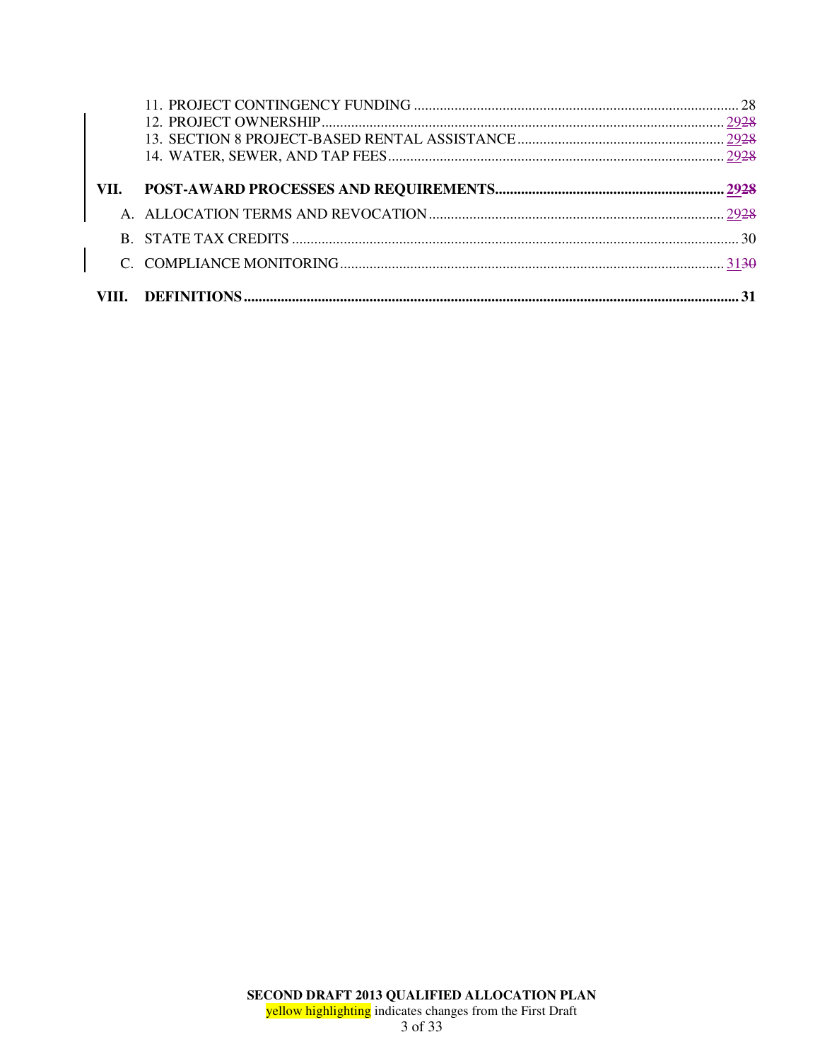11. PROJECT CONTINGENCY FUNDING ........................................................................................ 28
12. PROJECT OWNERSHIP ........................................................................................................ 2928
13. SECTION 8 PROJECT-BASED RENTAL ASSISTANCE ............................................................ 2928
14. WATER, SEWER, AND TAP FEES ........................................................................................ 2928

**VII. POST-AWARD PROCESSES AND REQUIREMENTS ........................................................... 2928**

A. ALLOCATION TERMS AND REVOCATION ............................................................................. 2928

B. STATE TAX CREDITS ........................................................................................................ 30

C. COMPLIANCE MONITORING .............................................................................................. 3130

**VIII. DEFINITIONS ............................................................................................................ 31**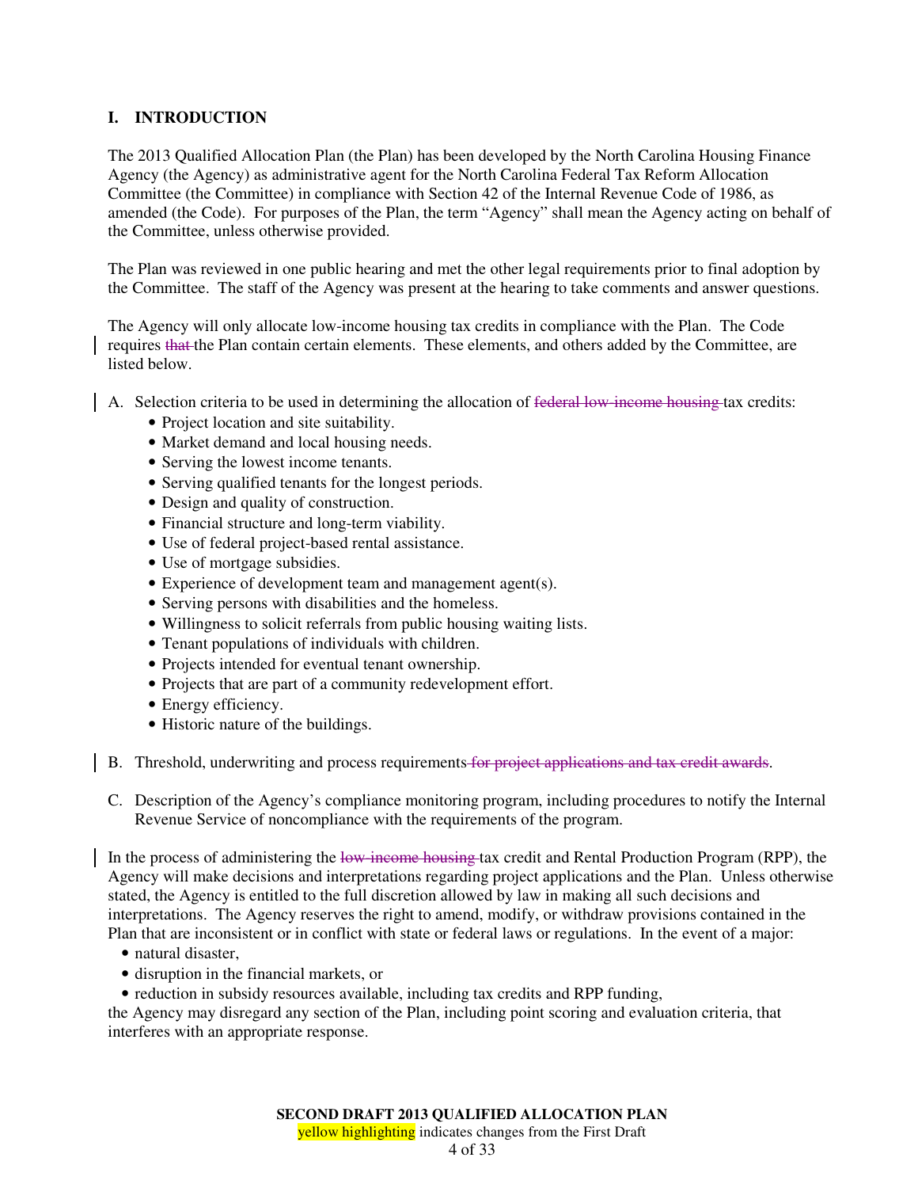## I. INTRODUCTION

The 2013 Qualified Allocation Plan (the Plan) has been developed by the North Carolina Housing Finance Agency (the Agency) as administrative agent for the North Carolina Federal Tax Reform Allocation Committee (the Committee) in compliance with Section 42 of the Internal Revenue Code of 1986, as amended (the Code). For purposes of the Plan, the term "Agency" shall mean the Agency acting on behalf of the Committee, unless otherwise provided.

The Plan was reviewed in one public hearing and met the other legal requirements prior to final adoption by the Committee. The staff of the Agency was present at the hearing to take comments and answer questions.

The Agency will only allocate low-income housing tax credits in compliance with the Plan. The Code requires ~~that~~ the Plan contain certain elements. These elements, and others added by the Committee, are listed below.

A. Selection criteria to be used in determining the allocation of ~~federal low-income housing~~ tax credits:
   - Project location and site suitability.
   - Market demand and local housing needs.
   - Serving the lowest income tenants.
   - Serving qualified tenants for the longest periods.
   - Design and quality of construction.
   - Financial structure and long-term viability.
   - Use of federal project-based rental assistance.
   - Use of mortgage subsidies.
   - Experience of development team and management agent(s).
   - Serving persons with disabilities and the homeless.
   - Willingness to solicit referrals from public housing waiting lists.
   - Tenant populations of individuals with children.
   - Projects intended for eventual tenant ownership.
   - Projects that are part of a community redevelopment effort.
   - Energy efficiency.
   - Historic nature of the buildings.

B. Threshold, underwriting and process requirements ~~for project applications and tax credit awards~~.

C. Description of the Agency's compliance monitoring program, including procedures to notify the Internal Revenue Service of noncompliance with the requirements of the program.

In the process of administering the ~~low-income housing~~ tax credit and Rental Production Program (RPP), the Agency will make decisions and interpretations regarding project applications and the Plan. Unless otherwise stated, the Agency is entitled to the full discretion allowed by law in making all such decisions and interpretations. The Agency reserves the right to amend, modify, or withdraw provisions contained in the Plan that are inconsistent or in conflict with state or federal laws or regulations. In the event of a major:

- natural disaster,
- disruption in the financial markets, or
- reduction in subsidy resources available, including tax credits and RPP funding,

the Agency may disregard any section of the Plan, including point scoring and evaluation criteria, that interferes with an appropriate response.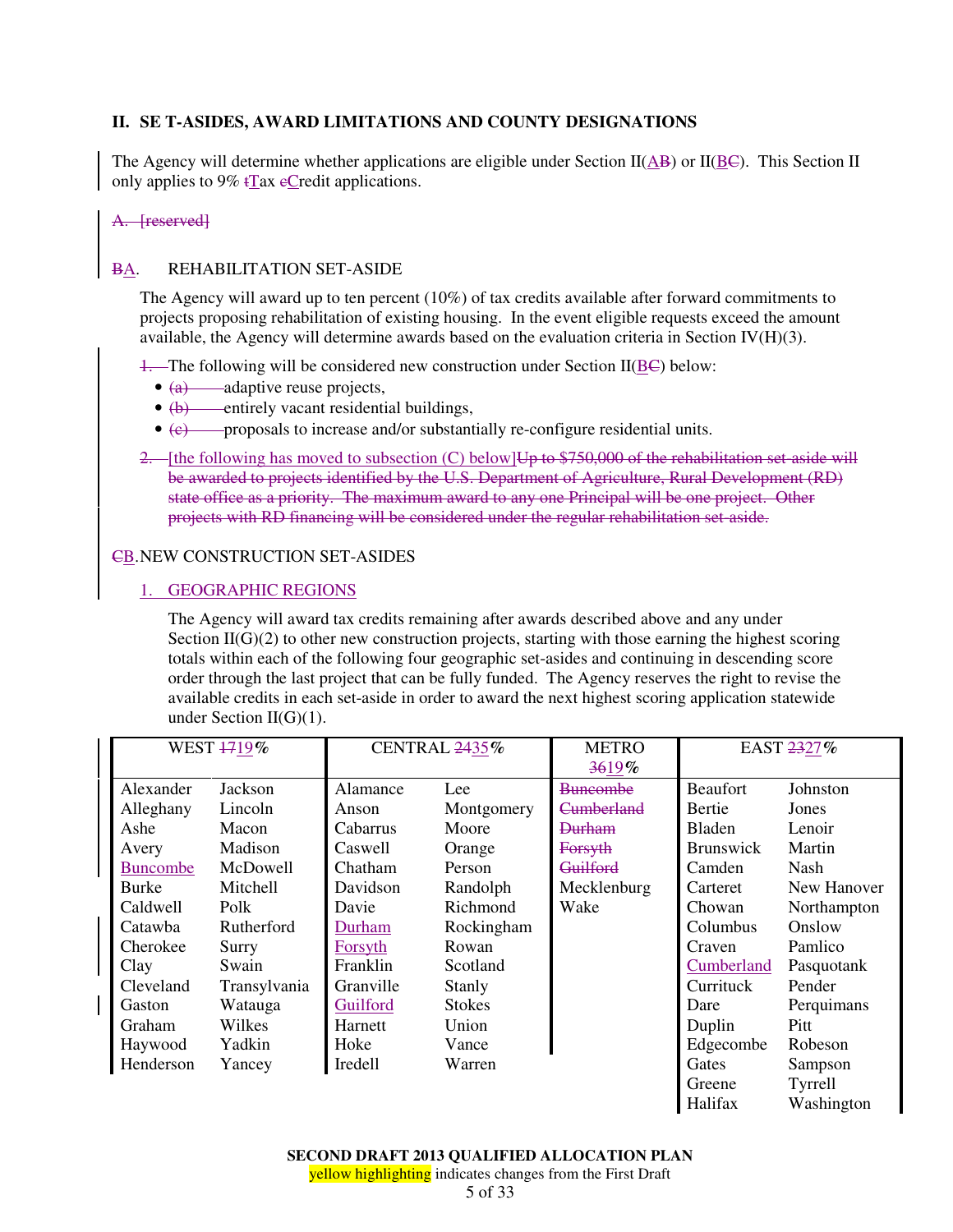## II. SE T-ASIDES, AWARD LIMITATIONS AND COUNTY DESIGNATIONS

The Agency will determine whether applications are eligible under Section II(~~A~~B) or II(~~B~~C). This Section II only applies to 9% ~~t~~Tax ~~c~~Credit applications.

~~A. [reserved]~~

### ~~B~~A. REHABILITATION SET-ASIDE

The Agency will award up to ten percent (10%) of tax credits available after forward commitments to projects proposing rehabilitation of existing housing. In the event eligible requests exceed the amount available, the Agency will determine awards based on the evaluation criteria in Section IV(H)(3).

~~1.~~ The following will be considered new construction under Section II(~~B~~C) below:

- ~~(a)~~ adaptive reuse projects,
- ~~(b)~~ entirely vacant residential buildings,
- ~~(c)~~ proposals to increase and/or substantially re-configure residential units.

~~2.~~ [the following has moved to subsection (C) below]~~Up to $750,000 of the rehabilitation set-aside will be awarded to projects identified by the U.S. Department of Agriculture, Rural Development (RD) state office as a priority. The maximum award to any one Principal will be one project. Other projects with RD financing will be considered under the regular rehabilitation set-aside.~~

### ~~C~~B. NEW CONSTRUCTION SET-ASIDES

#### 1. GEOGRAPHIC REGIONS

The Agency will award tax credits remaining after awards described above and any under Section II(G)(2) to other new construction projects, starting with those earning the highest scoring totals within each of the following four geographic set-asides and continuing in descending score order through the last project that can be fully funded. The Agency reserves the right to revise the available credits in each set-aside in order to award the next highest scoring application statewide under Section II(G)(1).

| WEST ~~17~~19% | | CENTRAL ~~24~~35% | | METRO ~~36~~19% | EAST ~~23~~27% | |
|---|---|---|---|---|---|---|
| Alexander | Jackson | Alamance | Lee | ~~Buncombe~~ | Beaufort | Johnston |
| Alleghany | Lincoln | Anson | Montgomery | ~~Cumberland~~ | Bertie | Jones |
| Ashe | Macon | Cabarrus | Moore | ~~Durham~~ | Bladen | Lenoir |
| Avery | Madison | Caswell | Orange | ~~Forsyth~~ | Brunswick | Martin |
| Buncombe | McDowell | Chatham | Person | ~~Guilford~~ | Camden | Nash |
| Burke | Mitchell | Davidson | Randolph | Mecklenburg | Carteret | New Hanover |
| Caldwell | Polk | Davie | Richmond | Wake | Chowan | Northampton |
| Catawba | Rutherford | Durham | Rockingham | | Columbus | Onslow |
| Cherokee | Surry | Forsyth | Rowan | | Craven | Pamlico |
| Clay | Swain | Franklin | Scotland | | Cumberland | Pasquotank |
| Cleveland | Transylvania | Granville | Stanly | | Currituck | Pender |
| Gaston | Watauga | Guilford | Stokes | | Dare | Perquimans |
| Graham | Wilkes | Harnett | Union | | Duplin | Pitt |
| Haywood | Yadkin | Hoke | Vance | | Edgecombe | Robeson |
| Henderson | Yancey | Iredell | Warren | | Gates | Sampson |
| | | | | | Greene | Tyrrell |
| | | | | | Halifax | Washington |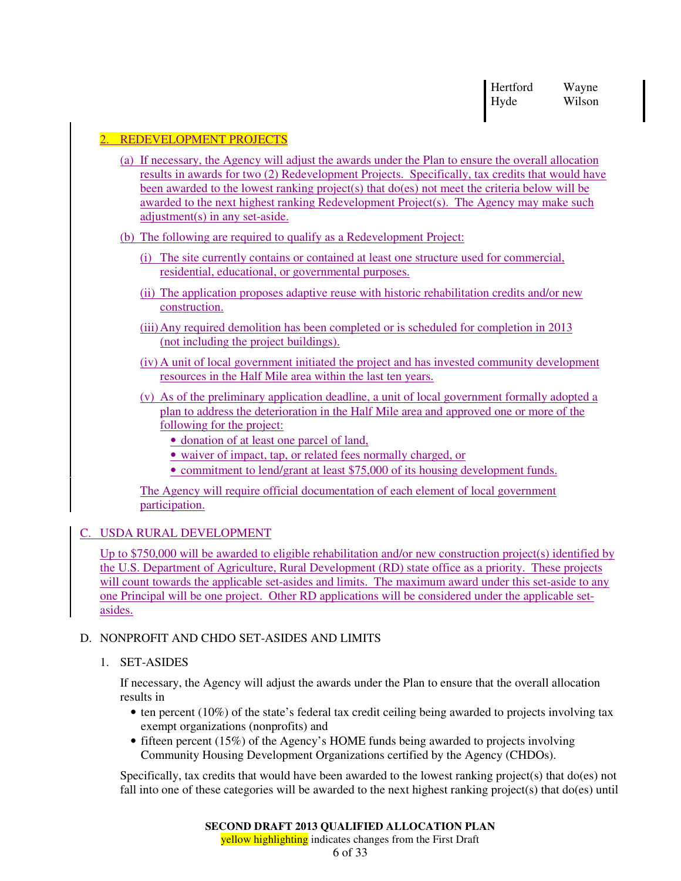| Hertford | Wayne |
|---|---|
| Hyde | Wilson |

2. REDEVELOPMENT PROJECTS

(a) If necessary, the Agency will adjust the awards under the Plan to ensure the overall allocation results in awards for two (2) Redevelopment Projects. Specifically, tax credits that would have been awarded to the lowest ranking project(s) that do(es) not meet the criteria below will be awarded to the next highest ranking Redevelopment Project(s). The Agency may make such adjustment(s) in any set-aside.

(b) The following are required to qualify as a Redevelopment Project:

(i) The site currently contains or contained at least one structure used for commercial, residential, educational, or governmental purposes.

(ii) The application proposes adaptive reuse with historic rehabilitation credits and/or new construction.

(iii) Any required demolition has been completed or is scheduled for completion in 2013 (not including the project buildings).

(iv) A unit of local government initiated the project and has invested community development resources in the Half Mile area within the last ten years.

(v) As of the preliminary application deadline, a unit of local government formally adopted a plan to address the deterioration in the Half Mile area and approved one or more of the following for the project:

- donation of at least one parcel of land,
- waiver of impact, tap, or related fees normally charged, or
- commitment to lend/grant at least $75,000 of its housing development funds.

The Agency will require official documentation of each element of local government participation.

C. USDA RURAL DEVELOPMENT

Up to $750,000 will be awarded to eligible rehabilitation and/or new construction project(s) identified by the U.S. Department of Agriculture, Rural Development (RD) state office as a priority. These projects will count towards the applicable set-asides and limits. The maximum award under this set-aside to any one Principal will be one project. Other RD applications will be considered under the applicable set-asides.

D. NONPROFIT AND CHDO SET-ASIDES AND LIMITS

1. SET-ASIDES

If necessary, the Agency will adjust the awards under the Plan to ensure that the overall allocation results in

- ten percent (10%) of the state's federal tax credit ceiling being awarded to projects involving tax exempt organizations (nonprofits) and
- fifteen percent (15%) of the Agency's HOME funds being awarded to projects involving Community Housing Development Organizations certified by the Agency (CHDOs).

Specifically, tax credits that would have been awarded to the lowest ranking project(s) that do(es) not fall into one of these categories will be awarded to the next highest ranking project(s) that do(es) until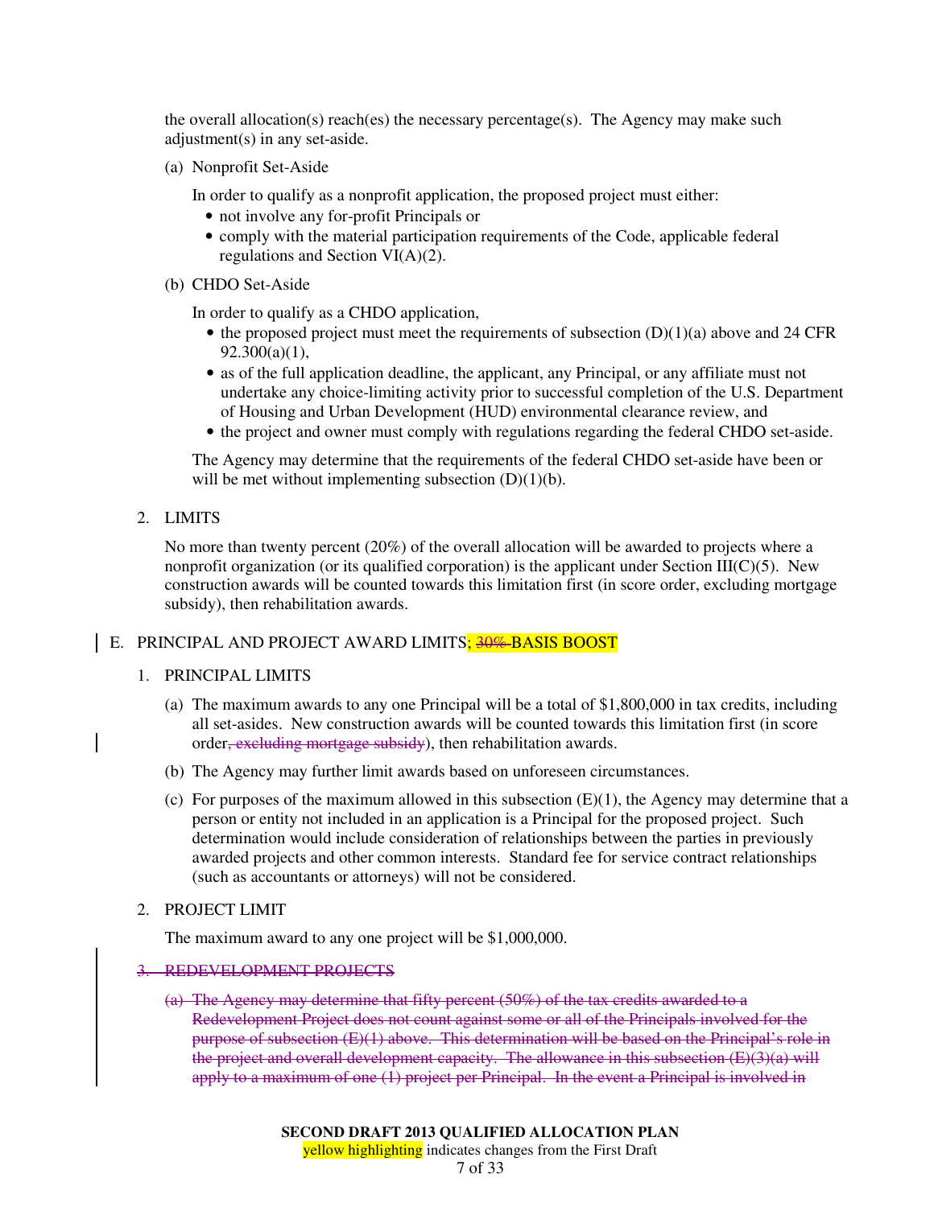the overall allocation(s) reach(es) the necessary percentage(s). The Agency may make such adjustment(s) in any set-aside.

(a) Nonprofit Set-Aside

In order to qualify as a nonprofit application, the proposed project must either:

- not involve any for-profit Principals or
- comply with the material participation requirements of the Code, applicable federal regulations and Section VI(A)(2).

(b) CHDO Set-Aside

In order to qualify as a CHDO application,

- the proposed project must meet the requirements of subsection (D)(1)(a) above and 24 CFR 92.300(a)(1),
- as of the full application deadline, the applicant, any Principal, or any affiliate must not undertake any choice-limiting activity prior to successful completion of the U.S. Department of Housing and Urban Development (HUD) environmental clearance review, and
- the project and owner must comply with regulations regarding the federal CHDO set-aside.

The Agency may determine that the requirements of the federal CHDO set-aside have been or will be met without implementing subsection (D)(1)(b).

2. LIMITS

No more than twenty percent (20%) of the overall allocation will be awarded to projects where a nonprofit organization (or its qualified corporation) is the applicant under Section III(C)(5). New construction awards will be counted towards this limitation first (in score order, excluding mortgage subsidy), then rehabilitation awards.

## E. PRINCIPAL AND PROJECT AWARD LIMITS; ~~30%~~ BASIS BOOST

1. PRINCIPAL LIMITS

(a) The maximum awards to any one Principal will be a total of $1,800,000 in tax credits, including all set-asides. New construction awards will be counted towards this limitation first (in score order~~, excluding mortgage subsidy~~), then rehabilitation awards.

(b) The Agency may further limit awards based on unforeseen circumstances.

(c) For purposes of the maximum allowed in this subsection (E)(1), the Agency may determine that a person or entity not included in an application is a Principal for the proposed project. Such determination would include consideration of relationships between the parties in previously awarded projects and other common interests. Standard fee for service contract relationships (such as accountants or attorneys) will not be considered.

2. PROJECT LIMIT

The maximum award to any one project will be $1,000,000.

~~3. REDEVELOPMENT PROJECTS~~

~~(a) The Agency may determine that fifty percent (50%) of the tax credits awarded to a Redevelopment Project does not count against some or all of the Principals involved for the purpose of subsection (E)(1) above. This determination will be based on the Principal's role in the project and overall development capacity. The allowance in this subsection (E)(3)(a) will apply to a maximum of one (1) project per Principal. In the event a Principal is involved in~~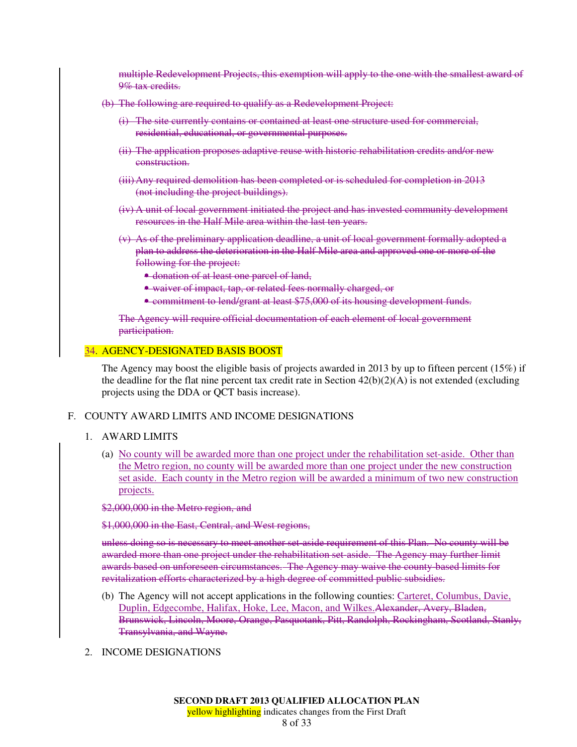~~multiple Redevelopment Projects, this exemption will apply to the one with the smallest award of 9% tax credits.~~

~~(b) The following are required to qualify as a Redevelopment Project:~~

~~(i) The site currently contains or contained at least one structure used for commercial, residential, educational, or governmental purposes.~~

~~(ii) The application proposes adaptive reuse with historic rehabilitation credits and/or new construction.~~

~~(iii) Any required demolition has been completed or is scheduled for completion in 2013 (not including the project buildings).~~

~~(iv) A unit of local government initiated the project and has invested community development resources in the Half Mile area within the last ten years.~~

~~(v) As of the preliminary application deadline, a unit of local government formally adopted a plan to address the deterioration in the Half Mile area and approved one or more of the following for the project:~~

- ~~donation of at least one parcel of land,~~
- ~~waiver of impact, tap, or related fees normally charged, or~~
- ~~commitment to lend/grant at least $75,000 of its housing development funds.~~

~~The Agency will require official documentation of each element of local government participation.~~

~~3~~4. AGENCY-DESIGNATED BASIS BOOST

The Agency may boost the eligible basis of projects awarded in 2013 by up to fifteen percent (15%) if the deadline for the flat nine percent tax credit rate in Section 42(b)(2)(A) is not extended (excluding projects using the DDA or QCT basis increase).

F. COUNTY AWARD LIMITS AND INCOME DESIGNATIONS

1. AWARD LIMITS

(a) No county will be awarded more than one project under the rehabilitation set-aside. Other than the Metro region, no county will be awarded more than one project under the new construction set aside. Each county in the Metro region will be awarded a minimum of two new construction projects.

~~$2,000,000 in the Metro region, and~~

~~$1,000,000 in the East, Central, and West regions,~~

~~unless doing so is necessary to meet another set-aside requirement of this Plan. No county will be awarded more than one project under the rehabilitation set-aside. The Agency may further limit awards based on unforeseen circumstances. The Agency may waive the county-based limits for revitalization efforts characterized by a high degree of committed public subsidies.~~

(b) The Agency will not accept applications in the following counties: Carteret, Columbus, Davie, Duplin, Edgecombe, Halifax, Hoke, Lee, Macon, and Wilkes.~~Alexander, Avery, Bladen, Brunswick, Lincoln, Moore, Orange, Pasquotank, Pitt, Randolph, Rockingham, Scotland, Stanly, Transylvania, and Wayne.~~

2. INCOME DESIGNATIONS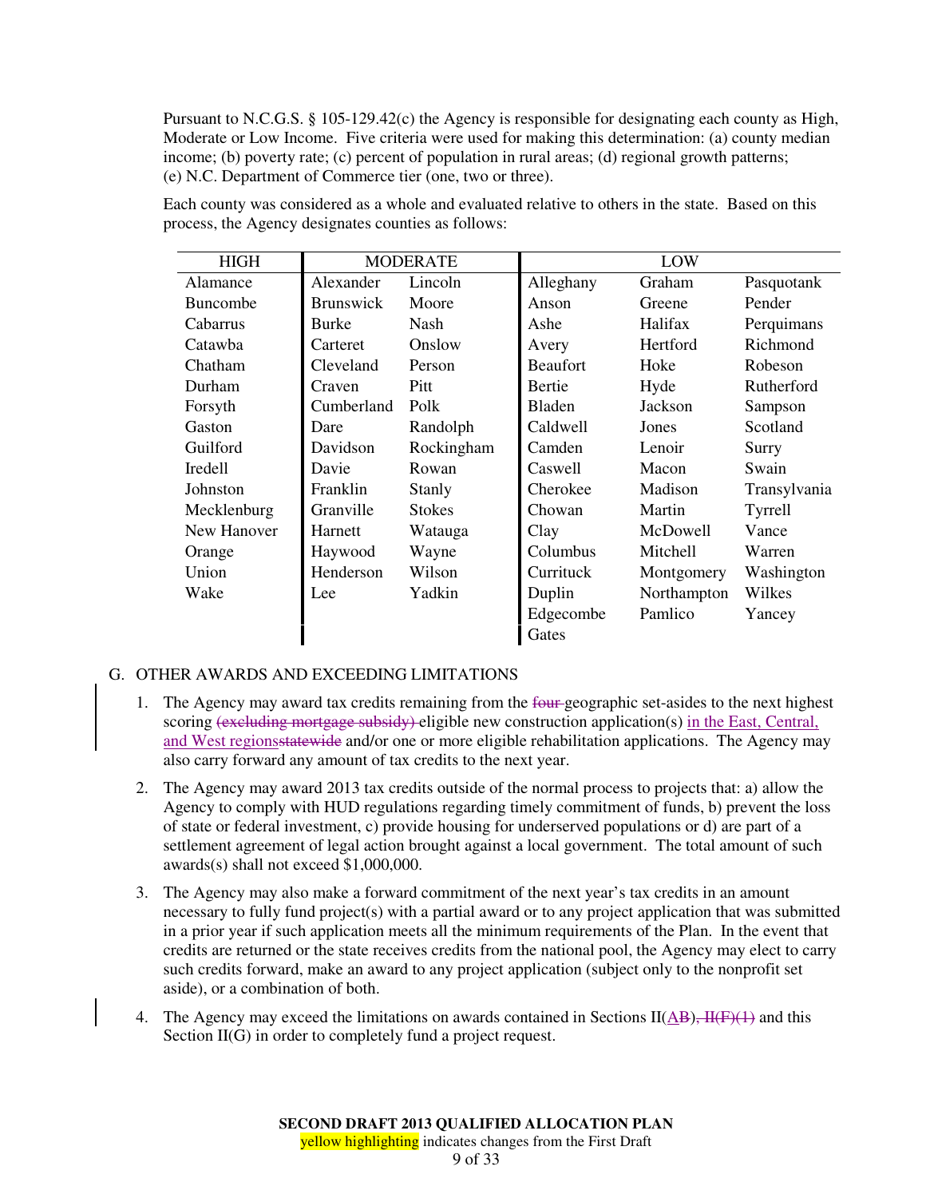Pursuant to N.C.G.S. § 105-129.42(c) the Agency is responsible for designating each county as High, Moderate or Low Income. Five criteria were used for making this determination: (a) county median income; (b) poverty rate; (c) percent of population in rural areas; (d) regional growth patterns; (e) N.C. Department of Commerce tier (one, two or three).

Each county was considered as a whole and evaluated relative to others in the state. Based on this process, the Agency designates counties as follows:

| HIGH | MODERATE | | LOW | | |
|---|---|---|---|---|---|
| Alamance | Alexander | Lincoln | Alleghany | Graham | Pasquotank |
| Buncombe | Brunswick | Moore | Anson | Greene | Pender |
| Cabarrus | Burke | Nash | Ashe | Halifax | Perquimans |
| Catawba | Carteret | Onslow | Avery | Hertford | Richmond |
| Chatham | Cleveland | Person | Beaufort | Hoke | Robeson |
| Durham | Craven | Pitt | Bertie | Hyde | Rutherford |
| Forsyth | Cumberland | Polk | Bladen | Jackson | Sampson |
| Gaston | Dare | Randolph | Caldwell | Jones | Scotland |
| Guilford | Davidson | Rockingham | Camden | Lenoir | Surry |
| Iredell | Davie | Rowan | Caswell | Macon | Swain |
| Johnston | Franklin | Stanly | Cherokee | Madison | Transylvania |
| Mecklenburg | Granville | Stokes | Chowan | Martin | Tyrrell |
| New Hanover | Harnett | Watauga | Clay | McDowell | Vance |
| Orange | Haywood | Wayne | Columbus | Mitchell | Warren |
| Union | Henderson | Wilson | Currituck | Montgomery | Washington |
| Wake | Lee | Yadkin | Duplin | Northampton | Wilkes |
| | | | Edgecombe | Pamlico | Yancey |
| | | | Gates | | |

G. OTHER AWARDS AND EXCEEDING LIMITATIONS

1. The Agency may award tax credits remaining from the ~~four~~ geographic set-asides to the next highest scoring ~~(excluding mortgage subsidy)~~ eligible new construction application(s) in the East, Central, and West regions~~statewide~~ and/or one or more eligible rehabilitation applications. The Agency may also carry forward any amount of tax credits to the next year.

2. The Agency may award 2013 tax credits outside of the normal process to projects that: a) allow the Agency to comply with HUD regulations regarding timely commitment of funds, b) prevent the loss of state or federal investment, c) provide housing for underserved populations or d) are part of a settlement agreement of legal action brought against a local government. The total amount of such awards(s) shall not exceed $1,000,000.

3. The Agency may also make a forward commitment of the next year's tax credits in an amount necessary to fully fund project(s) with a partial award or to any project application that was submitted in a prior year if such application meets all the minimum requirements of the Plan. In the event that credits are returned or the state receives credits from the national pool, the Agency may elect to carry such credits forward, make an award to any project application (subject only to the nonprofit set aside), or a combination of both.

4. The Agency may exceed the limitations on awards contained in Sections II(A~~B~~)~~, II(F)(1)~~ and this Section II(G) in order to completely fund a project request.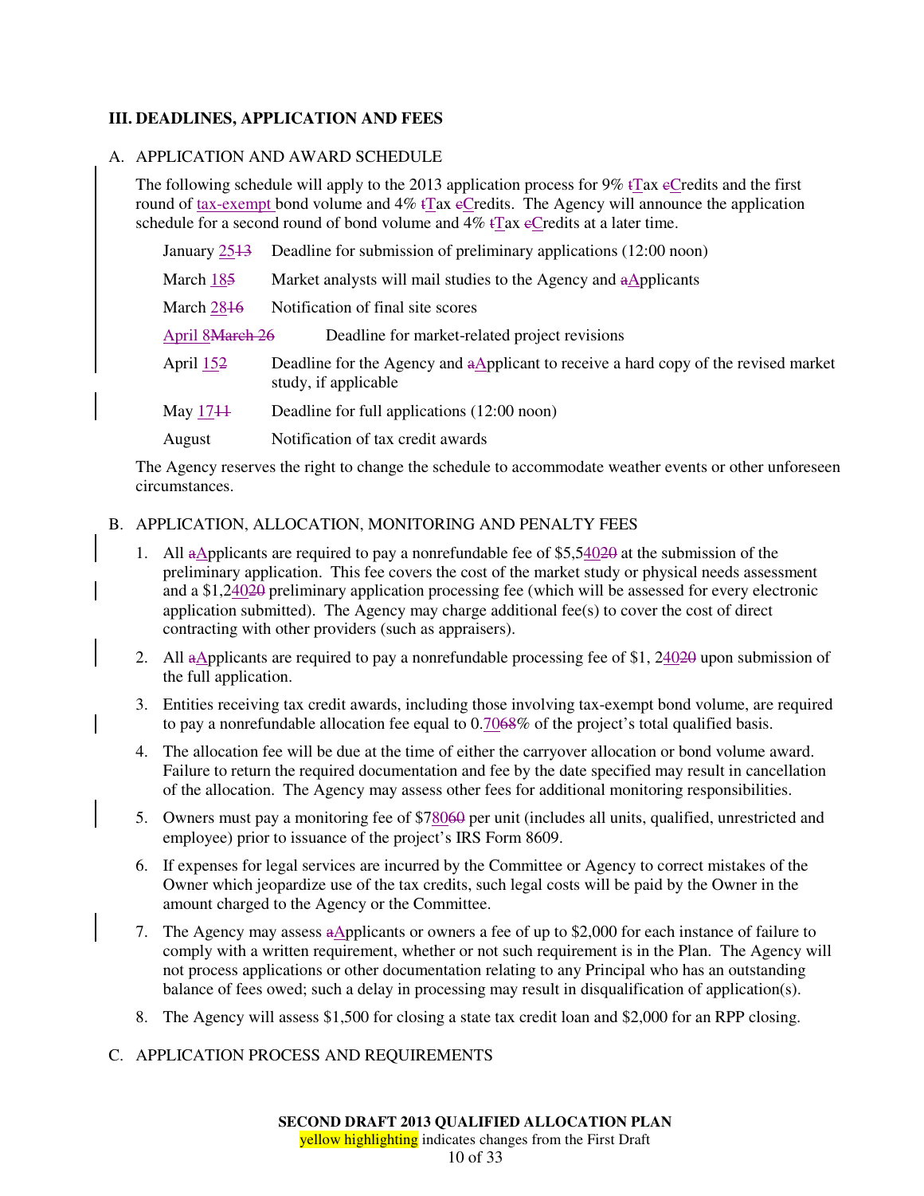### III. DEADLINES, APPLICATION AND FEES

A. APPLICATION AND AWARD SCHEDULE

The following schedule will apply to the 2013 application process for 9% tTax cCredits and the first round of tax-exempt bond volume and 4% tTax cCredits. The Agency will announce the application schedule for a second round of bond volume and 4% tTax cCredits at a later time.

| | |
|---|---|
| January 2513 | Deadline for submission of preliminary applications (12:00 noon) |
| March 185 | Market analysts will mail studies to the Agency and aApplicants |
| March 2816 | Notification of final site scores |
| April 8March 26 | Deadline for market-related project revisions |
| April 152 | Deadline for the Agency and aApplicant to receive a hard copy of the revised market study, if applicable |
| May 1711 | Deadline for full applications (12:00 noon) |
| August | Notification of tax credit awards |

The Agency reserves the right to change the schedule to accommodate weather events or other unforeseen circumstances.

B. APPLICATION, ALLOCATION, MONITORING AND PENALTY FEES

1. All aApplicants are required to pay a nonrefundable fee of $5,54020 at the submission of the preliminary application. This fee covers the cost of the market study or physical needs assessment and a $1,24020 preliminary application processing fee (which will be assessed for every electronic application submitted). The Agency may charge additional fee(s) to cover the cost of direct contracting with other providers (such as appraisers).
2. All aApplicants are required to pay a nonrefundable processing fee of $1, 24020 upon submission of the full application.
3. Entities receiving tax credit awards, including those involving tax-exempt bond volume, are required to pay a nonrefundable allocation fee equal to 0.7068% of the project's total qualified basis.
4. The allocation fee will be due at the time of either the carryover allocation or bond volume award. Failure to return the required documentation and fee by the date specified may result in cancellation of the allocation. The Agency may assess other fees for additional monitoring responsibilities.
5. Owners must pay a monitoring fee of $78060 per unit (includes all units, qualified, unrestricted and employee) prior to issuance of the project's IRS Form 8609.
6. If expenses for legal services are incurred by the Committee or Agency to correct mistakes of the Owner which jeopardize use of the tax credits, such legal costs will be paid by the Owner in the amount charged to the Agency or the Committee.
7. The Agency may assess aApplicants or owners a fee of up to $2,000 for each instance of failure to comply with a written requirement, whether or not such requirement is in the Plan. The Agency will not process applications or other documentation relating to any Principal who has an outstanding balance of fees owed; such a delay in processing may result in disqualification of application(s).
8. The Agency will assess $1,500 for closing a state tax credit loan and $2,000 for an RPP closing.

C. APPLICATION PROCESS AND REQUIREMENTS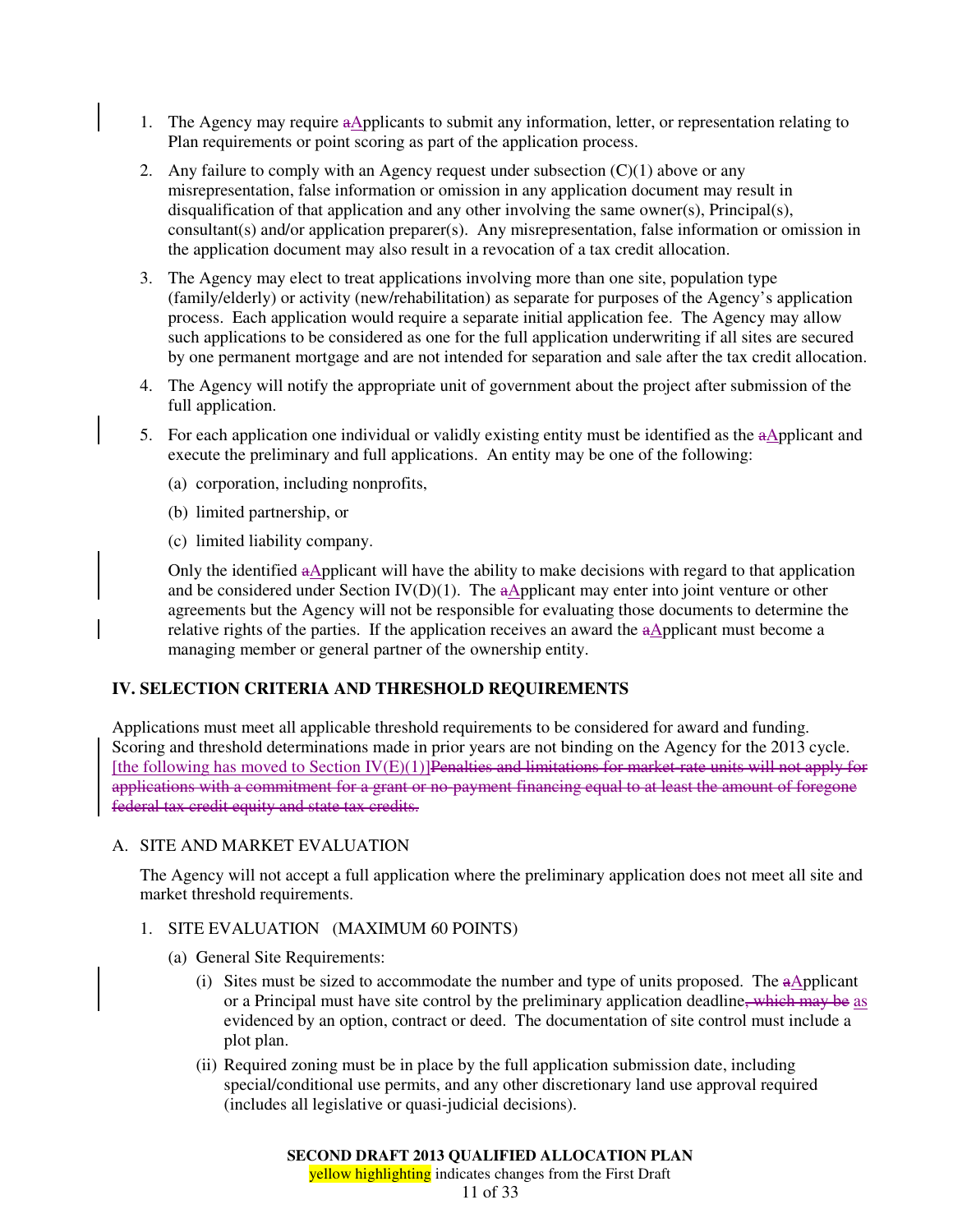1. The Agency may require ~~a~~Applicants to submit any information, letter, or representation relating to Plan requirements or point scoring as part of the application process.

2. Any failure to comply with an Agency request under subsection (C)(1) above or any misrepresentation, false information or omission in any application document may result in disqualification of that application and any other involving the same owner(s), Principal(s), consultant(s) and/or application preparer(s). Any misrepresentation, false information or omission in the application document may also result in a revocation of a tax credit allocation.

3. The Agency may elect to treat applications involving more than one site, population type (family/elderly) or activity (new/rehabilitation) as separate for purposes of the Agency's application process. Each application would require a separate initial application fee. The Agency may allow such applications to be considered as one for the full application underwriting if all sites are secured by one permanent mortgage and are not intended for separation and sale after the tax credit allocation.

4. The Agency will notify the appropriate unit of government about the project after submission of the full application.

5. For each application one individual or validly existing entity must be identified as the ~~a~~Applicant and execute the preliminary and full applications. An entity may be one of the following:

   (a) corporation, including nonprofits,

   (b) limited partnership, or

   (c) limited liability company.

   Only the identified ~~a~~Applicant will have the ability to make decisions with regard to that application and be considered under Section IV(D)(1). The ~~a~~Applicant may enter into joint venture or other agreements but the Agency will not be responsible for evaluating those documents to determine the relative rights of the parties. If the application receives an award the ~~a~~Applicant must become a managing member or general partner of the ownership entity.

## IV. SELECTION CRITERIA AND THRESHOLD REQUIREMENTS

Applications must meet all applicable threshold requirements to be considered for award and funding. Scoring and threshold determinations made in prior years are not binding on the Agency for the 2013 cycle. [the following has moved to Section IV(E)(1)]~~Penalties and limitations for market-rate units will not apply for applications with a commitment for a grant or no-payment financing equal to at least the amount of foregone federal tax credit equity and state tax credits.~~

### A. SITE AND MARKET EVALUATION

The Agency will not accept a full application where the preliminary application does not meet all site and market threshold requirements.

1. SITE EVALUATION (MAXIMUM 60 POINTS)

   (a) General Site Requirements:

      (i) Sites must be sized to accommodate the number and type of units proposed. The ~~a~~Applicant or a Principal must have site control by the preliminary application deadline~~, which may be~~ as evidenced by an option, contract or deed. The documentation of site control must include a plot plan.

      (ii) Required zoning must be in place by the full application submission date, including special/conditional use permits, and any other discretionary land use approval required (includes all legislative or quasi-judicial decisions).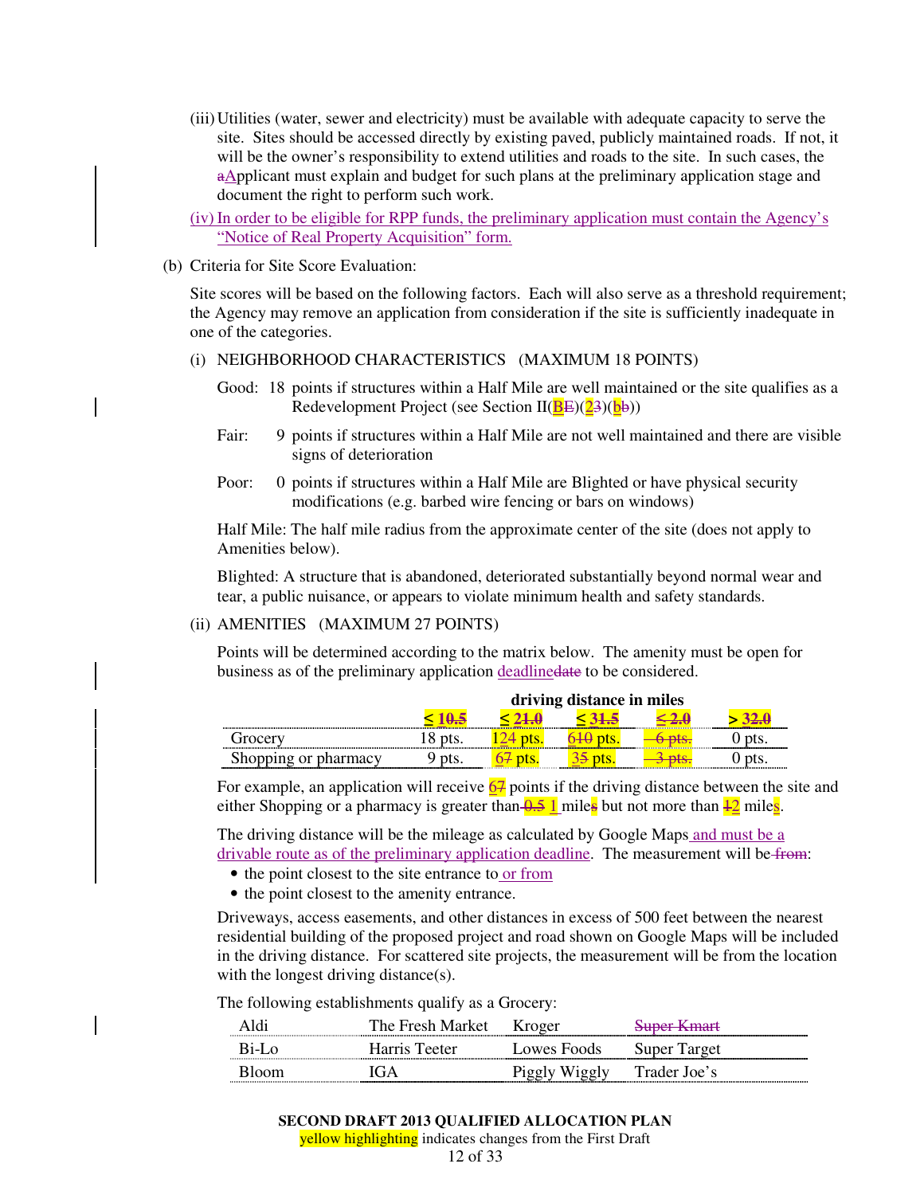(iii) Utilities (water, sewer and electricity) must be available with adequate capacity to serve the site. Sites should be accessed directly by existing paved, publicly maintained roads. If not, it will be the owner's responsibility to extend utilities and roads to the site. In such cases, the ~~a~~Applicant must explain and budget for such plans at the preliminary application stage and document the right to perform such work.

(iv) In order to be eligible for RPP funds, the preliminary application must contain the Agency's "Notice of Real Property Acquisition" form.

(b) Criteria for Site Score Evaluation:

Site scores will be based on the following factors. Each will also serve as a threshold requirement; the Agency may remove an application from consideration if the site is sufficiently inadequate in one of the categories.

(i) NEIGHBORHOOD CHARACTERISTICS (MAXIMUM 18 POINTS)

Good: 18 points if structures within a Half Mile are well maintained or the site qualifies as a Redevelopment Project (see Section II(B~~E~~)(2~~3~~)(b~~b~~))

Fair: 9 points if structures within a Half Mile are not well maintained and there are visible signs of deterioration

Poor: 0 points if structures within a Half Mile are Blighted or have physical security modifications (e.g. barbed wire fencing or bars on windows)

Half Mile: The half mile radius from the approximate center of the site (does not apply to Amenities below).

Blighted: A structure that is abandoned, deteriorated substantially beyond normal wear and tear, a public nuisance, or appears to violate minimum health and safety standards.

(ii) AMENITIES (MAXIMUM 27 POINTS)

Points will be determined according to the matrix below. The amenity must be open for business as of the preliminary application deadline~~date~~ to be considered.

| | driving distance in miles | | | | |
|---|---|---|---|---|---|
| | ≤ 1~~0.5~~ | ≤ 2~~1.0~~ | ≤ 3~~1.5~~ | ~~≤ 2.0~~ | > 3~~2.0~~ |
| Grocery | 18 pts. | 12~~4~~ pts. | 6~~10~~ pts. | ~~6 pts.~~ | 0 pts. |
| Shopping or pharmacy | 9 pts. | 6~~7~~ pts. | 3~~5~~ pts. | ~~3 pts.~~ | 0 pts. |

For example, an application will receive 6~~7~~ points if the driving distance between the site and either Shopping or a pharmacy is greater than ~~0.5~~ 1 mile~~s~~ but not more than ~~1~~2 miles.

The driving distance will be the mileage as calculated by Google Maps and must be a drivable route as of the preliminary application deadline. The measurement will be ~~from~~:

- the point closest to the site entrance to or from
- the point closest to the amenity entrance.

Driveways, access easements, and other distances in excess of 500 feet between the nearest residential building of the proposed project and road shown on Google Maps will be included in the driving distance. For scattered site projects, the measurement will be from the location with the longest driving distance(s).

The following establishments qualify as a Grocery:

| | | | |
|---|---|---|---|
| Aldi | The Fresh Market | Kroger | ~~Super Kmart~~ |
| Bi-Lo | Harris Teeter | Lowes Foods | Super Target |
| Bloom | IGA | Piggly Wiggly | Trader Joe's |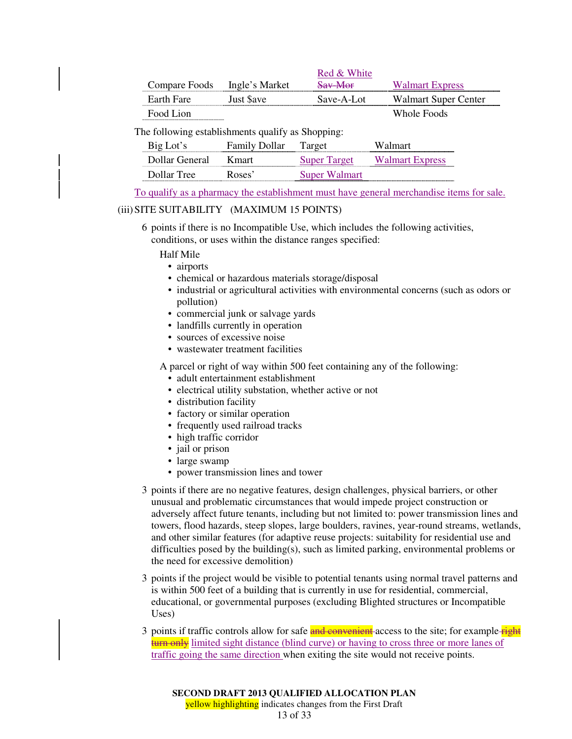| Compare Foods | Ingle's Market | Red & White ~~Sav-Mor~~ | Walmart Express |
|---|---|---|---|
| Earth Fare | Just $ave | Save-A-Lot | Walmart Super Center |
| Food Lion | | | Whole Foods |

The following establishments qualify as Shopping:

| Big Lot's | Family Dollar | Target | Walmart |
|---|---|---|---|
| Dollar General | Kmart | Super Target | Walmart Express |
| Dollar Tree | Roses' | Super Walmart | |

To qualify as a pharmacy the establishment must have general merchandise items for sale.

(iii) SITE SUITABILITY (MAXIMUM 15 POINTS)

6 points if there is no Incompatible Use, which includes the following activities, conditions, or uses within the distance ranges specified:

Half Mile

- airports
- chemical or hazardous materials storage/disposal
- industrial or agricultural activities with environmental concerns (such as odors or pollution)
- commercial junk or salvage yards
- landfills currently in operation
- sources of excessive noise
- wastewater treatment facilities

A parcel or right of way within 500 feet containing any of the following:

- adult entertainment establishment
- electrical utility substation, whether active or not
- distribution facility
- factory or similar operation
- frequently used railroad tracks
- high traffic corridor
- jail or prison
- large swamp
- power transmission lines and tower

3 points if there are no negative features, design challenges, physical barriers, or other unusual and problematic circumstances that would impede project construction or adversely affect future tenants, including but not limited to: power transmission lines and towers, flood hazards, steep slopes, large boulders, ravines, year-round streams, wetlands, and other similar features (for adaptive reuse projects: suitability for residential use and difficulties posed by the building(s), such as limited parking, environmental problems or the need for excessive demolition)

3 points if the project would be visible to potential tenants using normal travel patterns and is within 500 feet of a building that is currently in use for residential, commercial, educational, or governmental purposes (excluding Blighted structures or Incompatible Uses)

3 points if traffic controls allow for safe ~~and convenient~~ access to the site; for example ~~right turn only~~ limited sight distance (blind curve) or having to cross three or more lanes of traffic going the same direction when exiting the site would not receive points.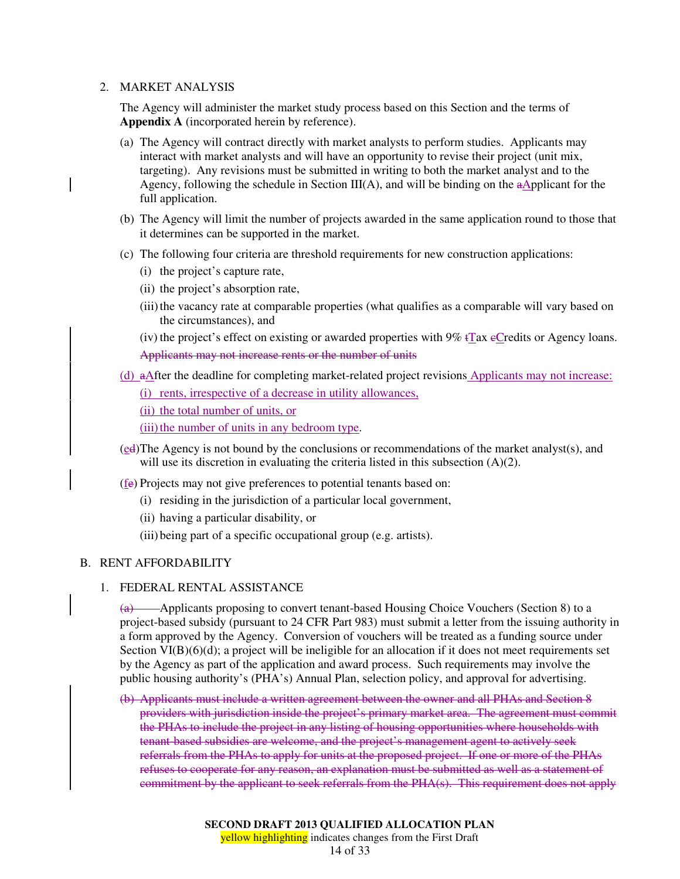2. MARKET ANALYSIS

The Agency will administer the market study process based on this Section and the terms of **Appendix A** (incorporated herein by reference).

(a) The Agency will contract directly with market analysts to perform studies. Applicants may interact with market analysts and will have an opportunity to revise their project (unit mix, targeting). Any revisions must be submitted in writing to both the market analyst and to the Agency, following the schedule in Section III(A), and will be binding on the ~~a~~Applicant for the full application.

(b) The Agency will limit the number of projects awarded in the same application round to those that it determines can be supported in the market.

(c) The following four criteria are threshold requirements for new construction applications:

  (i) the project's capture rate,

  (ii) the project's absorption rate,

  (iii) the vacancy rate at comparable properties (what qualifies as a comparable will vary based on the circumstances), and

  (iv) the project's effect on existing or awarded properties with 9% ~~t~~Tax ~~c~~Credits or Agency loans.

  ~~Applicants may not increase rents or the number of units~~

(d) ~~a~~After the deadline for completing market-related project revisions Applicants may not increase:

  (i) rents, irrespective of a decrease in utility allowances,

  (ii) the total number of units, or

  (iii) the number of units in any bedroom type.

(e~~d~~) The Agency is not bound by the conclusions or recommendations of the market analyst(s), and will use its discretion in evaluating the criteria listed in this subsection (A)(2).

(f~~e~~) Projects may not give preferences to potential tenants based on:

  (i) residing in the jurisdiction of a particular local government,

  (ii) having a particular disability, or

  (iii) being part of a specific occupational group (e.g. artists).

B. RENT AFFORDABILITY

1. FEDERAL RENTAL ASSISTANCE

~~(a)~~ Applicants proposing to convert tenant-based Housing Choice Vouchers (Section 8) to a project-based subsidy (pursuant to 24 CFR Part 983) must submit a letter from the issuing authority in a form approved by the Agency. Conversion of vouchers will be treated as a funding source under Section VI(B)(6)(d); a project will be ineligible for an allocation if it does not meet requirements set by the Agency as part of the application and award process. Such requirements may involve the public housing authority's (PHA's) Annual Plan, selection policy, and approval for advertising.

~~(b) Applicants must include a written agreement between the owner and all PHAs and Section 8 providers with jurisdiction inside the project's primary market area. The agreement must commit the PHAs to include the project in any listing of housing opportunities where households with tenant-based subsidies are welcome, and the project's management agent to actively seek referrals from the PHAs to apply for units at the proposed project. If one or more of the PHAs refuses to cooperate for any reason, an explanation must be submitted as well as a statement of commitment by the applicant to seek referrals from the PHA(s). This requirement does not apply~~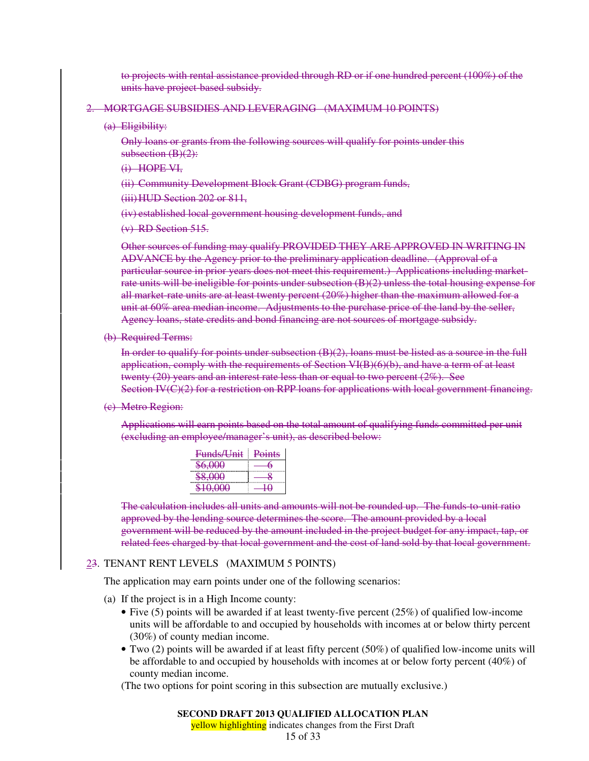~~to projects with rental assistance provided through RD or if one hundred percent (100%) of the units have project-based subsidy.~~

~~2. MORTGAGE SUBSIDIES AND LEVERAGING (MAXIMUM 10 POINTS)~~

~~(a) Eligibility:~~

~~Only loans or grants from the following sources will qualify for points under this subsection (B)(2):~~

~~(i) HOPE VI,~~

~~(ii) Community Development Block Grant (CDBG) program funds,~~

~~(iii) HUD Section 202 or 811,~~

~~(iv) established local government housing development funds, and~~

~~(v) RD Section 515.~~

~~Other sources of funding may qualify PROVIDED THEY ARE APPROVED IN WRITING IN ADVANCE by the Agency prior to the preliminary application deadline. (Approval of a particular source in prior years does not meet this requirement.) Applications including market-rate units will be ineligible for points under subsection (B)(2) unless the total housing expense for all market-rate units are at least twenty percent (20%) higher than the maximum allowed for a unit at 60% area median income. Adjustments to the purchase price of the land by the seller, Agency loans, state credits and bond financing are not sources of mortgage subsidy.~~

~~(b) Required Terms:~~

~~In order to qualify for points under subsection (B)(2), loans must be listed as a source in the full application, comply with the requirements of Section VI(B)(6)(b), and have a term of at least twenty (20) years and an interest rate less than or equal to two percent (2%). See Section IV(C)(2) for a restriction on RPP loans for applications with local government financing.~~

~~(c) Metro Region:~~

~~Applications will earn points based on the total amount of qualifying funds committed per unit (excluding an employee/manager's unit), as described below:~~

| ~~Funds/Unit~~ | ~~Points~~ |
|---|---|
| ~~$6,000~~ | ~~6~~ |
| ~~$8,000~~ | ~~8~~ |
| ~~$10,000~~ | ~~10~~ |

~~The calculation includes all units and amounts will not be rounded up. The funds-to-unit ratio approved by the lending source determines the score. The amount provided by a local government will be reduced by the amount included in the project budget for any impact, tap, or related fees charged by that local government and the cost of land sold by that local government.~~

2~~3~~. TENANT RENT LEVELS (MAXIMUM 5 POINTS)

The application may earn points under one of the following scenarios:

(a) If the project is in a High Income county:

- Five (5) points will be awarded if at least twenty-five percent (25%) of qualified low-income units will be affordable to and occupied by households with incomes at or below thirty percent (30%) of county median income.
- Two (2) points will be awarded if at least fifty percent (50%) of qualified low-income units will be affordable to and occupied by households with incomes at or below forty percent (40%) of county median income.

(The two options for point scoring in this subsection are mutually exclusive.)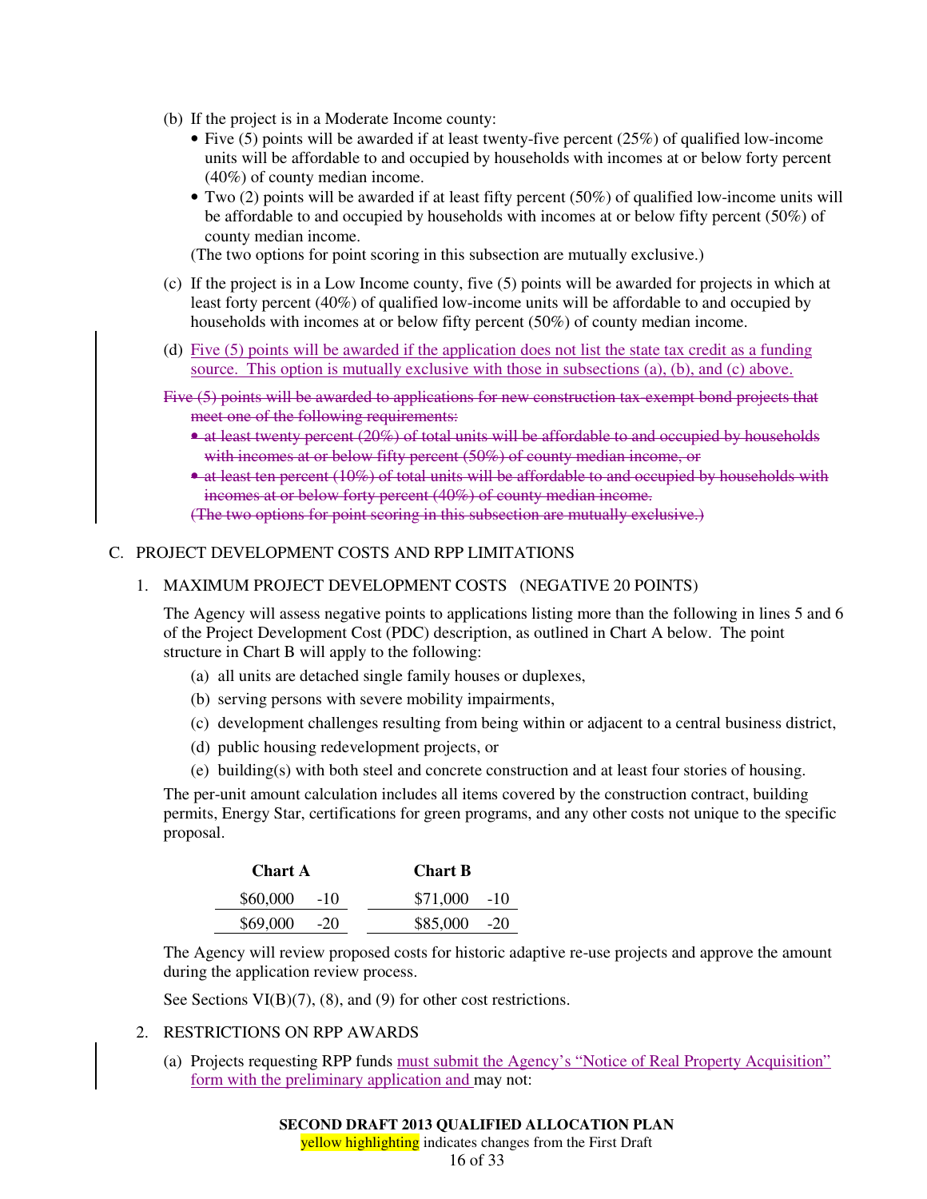(b) If the project is in a Moderate Income county:
- Five (5) points will be awarded if at least twenty-five percent (25%) of qualified low-income units will be affordable to and occupied by households with incomes at or below forty percent (40%) of county median income.
- Two (2) points will be awarded if at least fifty percent (50%) of qualified low-income units will be affordable to and occupied by households with incomes at or below fifty percent (50%) of county median income.

(The two options for point scoring in this subsection are mutually exclusive.)

(c) If the project is in a Low Income county, five (5) points will be awarded for projects in which at least forty percent (40%) of qualified low-income units will be affordable to and occupied by households with incomes at or below fifty percent (50%) of county median income.

(d) <u>Five (5) points will be awarded if the application does not list the state tax credit as a funding source. This option is mutually exclusive with those in subsections (a), (b), and (c) above.</u>

~~Five (5) points will be awarded to applications for new construction tax-exempt bond projects that meet one of the following requirements:~~
- ~~at least twenty percent (20%) of total units will be affordable to and occupied by households with incomes at or below fifty percent (50%) of county median income, or~~
- ~~at least ten percent (10%) of total units will be affordable to and occupied by households with incomes at or below forty percent (40%) of county median income.~~

~~(The two options for point scoring in this subsection are mutually exclusive.)~~

## C. PROJECT DEVELOPMENT COSTS AND RPP LIMITATIONS

### 1. MAXIMUM PROJECT DEVELOPMENT COSTS (NEGATIVE 20 POINTS)

The Agency will assess negative points to applications listing more than the following in lines 5 and 6 of the Project Development Cost (PDC) description, as outlined in Chart A below. The point structure in Chart B will apply to the following:

(a) all units are detached single family houses or duplexes,

(b) serving persons with severe mobility impairments,

(c) development challenges resulting from being within or adjacent to a central business district,

(d) public housing redevelopment projects, or

(e) building(s) with both steel and concrete construction and at least four stories of housing.

The per-unit amount calculation includes all items covered by the construction contract, building permits, Energy Star, certifications for green programs, and any other costs not unique to the specific proposal.

| Chart A | | Chart B | |
|---|---|---|---|
| $60,000 | -10 | $71,000 | -10 |
| $69,000 | -20 | $85,000 | -20 |

The Agency will review proposed costs for historic adaptive re-use projects and approve the amount during the application review process.

See Sections VI(B)(7), (8), and (9) for other cost restrictions.

### 2. RESTRICTIONS ON RPP AWARDS

(a) Projects requesting RPP funds <u>must submit the Agency's "Notice of Real Property Acquisition" form with the preliminary application and</u> may not: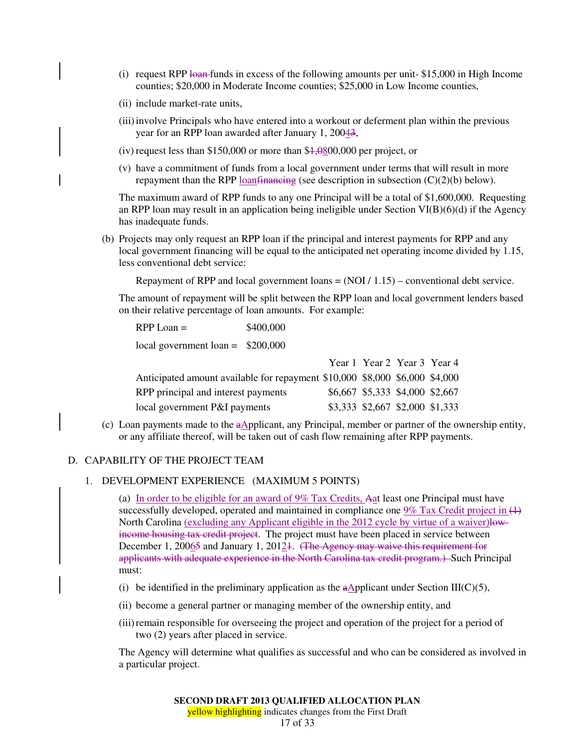(i) request RPP ~~loan~~ funds in excess of the following amounts per unit- $15,000 in High Income counties; $20,000 in Moderate Income counties; $25,000 in Low Income counties,

(ii) include market-rate units,

(iii) involve Principals who have entered into a workout or deferment plan within the previous year for an RPP loan awarded after January 1, 200~~4~~3,

(iv) request less than $150,000 or more than $~~1,0~~800,000 per project, or

(v) have a commitment of funds from a local government under terms that will result in more repayment than the RPP loan~~financing~~ (see description in subsection (C)(2)(b) below).

The maximum award of RPP funds to any one Principal will be a total of $1,600,000. Requesting an RPP loan may result in an application being ineligible under Section VI(B)(6)(d) if the Agency has inadequate funds.

(b) Projects may only request an RPP loan if the principal and interest payments for RPP and any local government financing will be equal to the anticipated net operating income divided by 1.15, less conventional debt service:

Repayment of RPP and local government loans = (NOI / 1.15) – conventional debt service.

The amount of repayment will be split between the RPP loan and local government lenders based on their relative percentage of loan amounts. For example:

RPP Loan = $400,000

local government loan = $200,000

| | Year 1 | Year 2 | Year 3 | Year 4 |
|---|---|---|---|---|
| Anticipated amount available for repayment | $10,000 | $8,000 | $6,000 | $4,000 |
| RPP principal and interest payments | $6,667 | $5,333 | $4,000 | $2,667 |
| local government P&I payments | $3,333 | $2,667 | $2,000 | $1,333 |

(c) Loan payments made to the ~~a~~Applicant, any Principal, member or partner of the ownership entity, or any affiliate thereof, will be taken out of cash flow remaining after RPP payments.

## D. CAPABILITY OF THE PROJECT TEAM

### 1. DEVELOPMENT EXPERIENCE (MAXIMUM 5 POINTS)

(a) In order to be eligible for an award of 9% Tax Credits, ~~A~~at least one Principal must have successfully developed, operated and maintained in compliance one 9% Tax Credit project in ~~(1)~~ North Carolina (excluding any Applicant eligible in the 2012 cycle by virtue of a waiver)~~low-income housing tax credit project~~. The project must have been placed in service between December 1, 200~~6~~5 and January 1, 201~~2~~1. ~~(The Agency may waive this requirement for applicants with adequate experience in the North Carolina tax credit program.)~~ Such Principal must:

(i) be identified in the preliminary application as the ~~a~~Applicant under Section III(C)(5),

(ii) become a general partner or managing member of the ownership entity, and

(iii) remain responsible for overseeing the project and operation of the project for a period of two (2) years after placed in service.

The Agency will determine what qualifies as successful and who can be considered as involved in a particular project.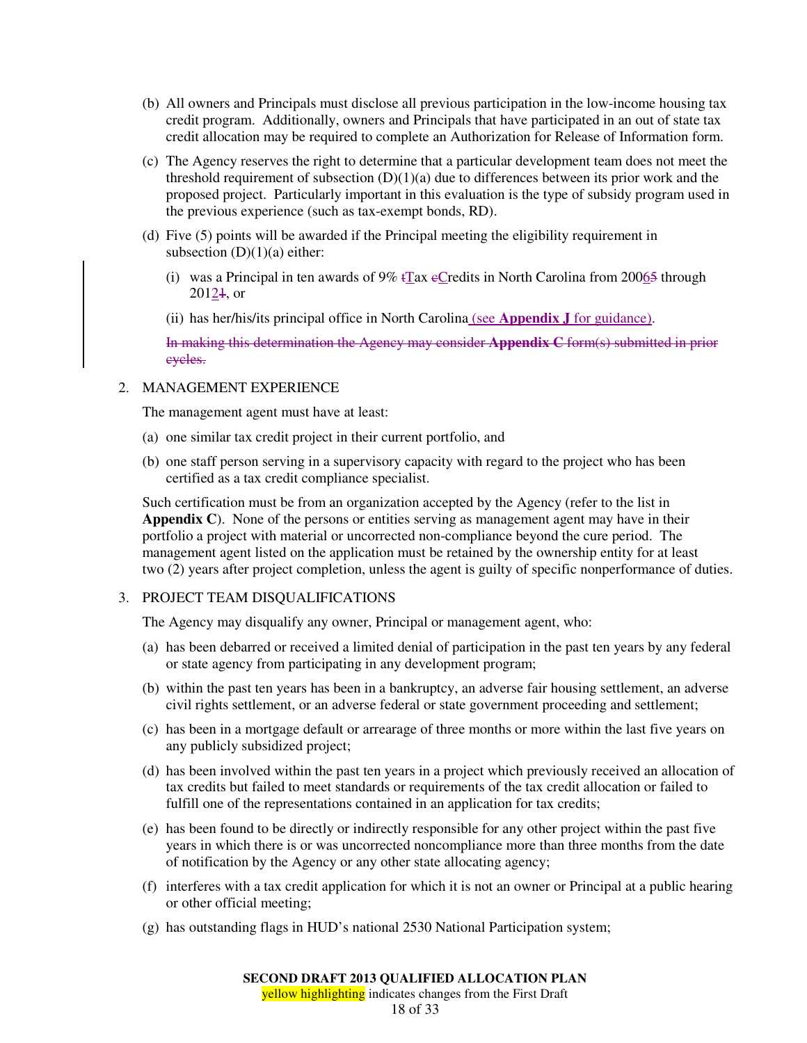(b) All owners and Principals must disclose all previous participation in the low-income housing tax credit program. Additionally, owners and Principals that have participated in an out of state tax credit allocation may be required to complete an Authorization for Release of Information form.

(c) The Agency reserves the right to determine that a particular development team does not meet the threshold requirement of subsection (D)(1)(a) due to differences between its prior work and the proposed project. Particularly important in this evaluation is the type of subsidy program used in the previous experience (such as tax-exempt bonds, RD).

(d) Five (5) points will be awarded if the Principal meeting the eligibility requirement in subsection (D)(1)(a) either:

  (i) was a Principal in ten awards of 9% ~~t~~Tax ~~c~~Credits in North Carolina from 200~~5~~6 through 201~~1~~2, or

  (ii) has her/his/its principal office in North Carolina (see **Appendix J** for guidance).

  ~~In making this determination the Agency may consider **Appendix C** form(s) submitted in prior cycles.~~

2. MANAGEMENT EXPERIENCE

The management agent must have at least:

(a) one similar tax credit project in their current portfolio, and

(b) one staff person serving in a supervisory capacity with regard to the project who has been certified as a tax credit compliance specialist.

Such certification must be from an organization accepted by the Agency (refer to the list in **Appendix C**). None of the persons or entities serving as management agent may have in their portfolio a project with material or uncorrected non-compliance beyond the cure period. The management agent listed on the application must be retained by the ownership entity for at least two (2) years after project completion, unless the agent is guilty of specific nonperformance of duties.

3. PROJECT TEAM DISQUALIFICATIONS

The Agency may disqualify any owner, Principal or management agent, who:

(a) has been debarred or received a limited denial of participation in the past ten years by any federal or state agency from participating in any development program;

(b) within the past ten years has been in a bankruptcy, an adverse fair housing settlement, an adverse civil rights settlement, or an adverse federal or state government proceeding and settlement;

(c) has been in a mortgage default or arrearage of three months or more within the last five years on any publicly subsidized project;

(d) has been involved within the past ten years in a project which previously received an allocation of tax credits but failed to meet standards or requirements of the tax credit allocation or failed to fulfill one of the representations contained in an application for tax credits;

(e) has been found to be directly or indirectly responsible for any other project within the past five years in which there is or was uncorrected noncompliance more than three months from the date of notification by the Agency or any other state allocating agency;

(f) interferes with a tax credit application for which it is not an owner or Principal at a public hearing or other official meeting;

(g) has outstanding flags in HUD's national 2530 National Participation system;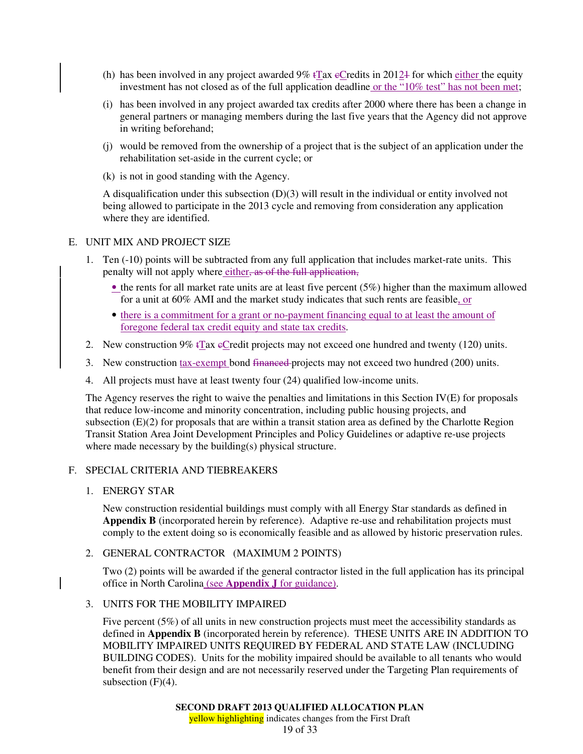(h) has been involved in any project awarded 9% Tax Credits in 2012 for which either the equity investment has not closed as of the full application deadline or the "10% test" has not been met;

(i) has been involved in any project awarded tax credits after 2000 where there has been a change in general partners or managing members during the last five years that the Agency did not approve in writing beforehand;

(j) would be removed from the ownership of a project that is the subject of an application under the rehabilitation set-aside in the current cycle; or

(k) is not in good standing with the Agency.

A disqualification under this subsection (D)(3) will result in the individual or entity involved not being allowed to participate in the 2013 cycle and removing from consideration any application where they are identified.

## E. UNIT MIX AND PROJECT SIZE

1. Ten (-10) points will be subtracted from any full application that includes market-rate units. This penalty will not apply where either
   - the rents for all market rate units are at least five percent (5%) higher than the maximum allowed for a unit at 60% AMI and the market study indicates that such rents are feasible, or
   - there is a commitment for a grant or no-payment financing equal to at least the amount of foregone federal tax credit equity and state tax credits.
2. New construction 9% Tax Credit projects may not exceed one hundred and twenty (120) units.
3. New construction tax-exempt bond projects may not exceed two hundred (200) units.
4. All projects must have at least twenty four (24) qualified low-income units.

The Agency reserves the right to waive the penalties and limitations in this Section IV(E) for proposals that reduce low-income and minority concentration, including public housing projects, and subsection (E)(2) for proposals that are within a transit station area as defined by the Charlotte Region Transit Station Area Joint Development Principles and Policy Guidelines or adaptive re-use projects where made necessary by the building(s) physical structure.

## F. SPECIAL CRITERIA AND TIEBREAKERS

### 1. ENERGY STAR

New construction residential buildings must comply with all Energy Star standards as defined in **Appendix B** (incorporated herein by reference). Adaptive re-use and rehabilitation projects must comply to the extent doing so is economically feasible and as allowed by historic preservation rules.

### 2. GENERAL CONTRACTOR (MAXIMUM 2 POINTS)

Two (2) points will be awarded if the general contractor listed in the full application has its principal office in North Carolina (see **Appendix J** for guidance).

### 3. UNITS FOR THE MOBILITY IMPAIRED

Five percent (5%) of all units in new construction projects must meet the accessibility standards as defined in **Appendix B** (incorporated herein by reference). THESE UNITS ARE IN ADDITION TO MOBILITY IMPAIRED UNITS REQUIRED BY FEDERAL AND STATE LAW (INCLUDING BUILDING CODES). Units for the mobility impaired should be available to all tenants who would benefit from their design and are not necessarily reserved under the Targeting Plan requirements of subsection (F)(4).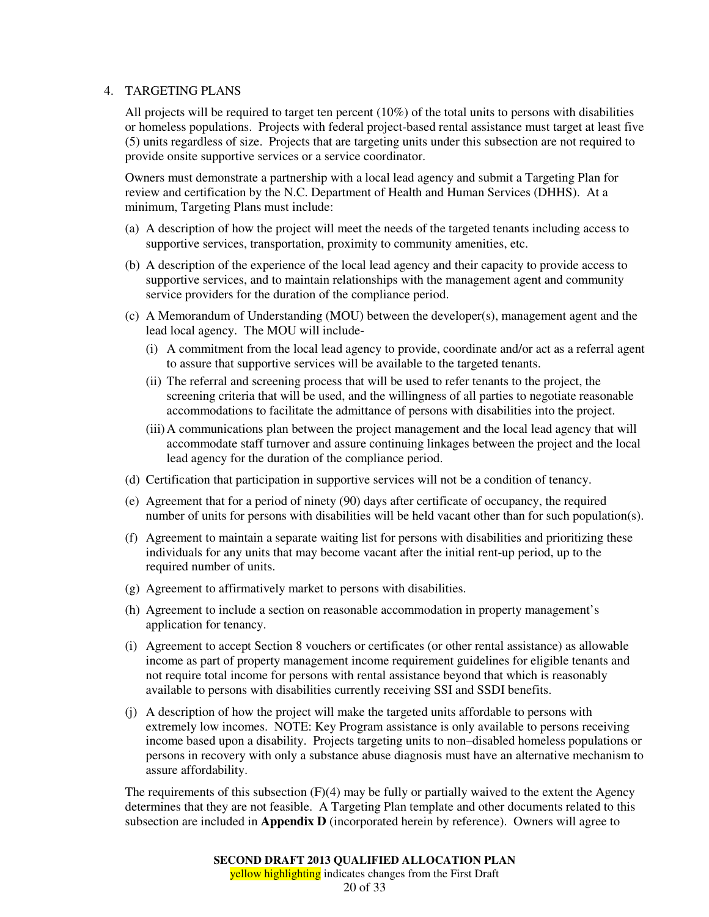4. TARGETING PLANS

All projects will be required to target ten percent (10%) of the total units to persons with disabilities or homeless populations. Projects with federal project-based rental assistance must target at least five (5) units regardless of size. Projects that are targeting units under this subsection are not required to provide onsite supportive services or a service coordinator.

Owners must demonstrate a partnership with a local lead agency and submit a Targeting Plan for review and certification by the N.C. Department of Health and Human Services (DHHS). At a minimum, Targeting Plans must include:

(a) A description of how the project will meet the needs of the targeted tenants including access to supportive services, transportation, proximity to community amenities, etc.

(b) A description of the experience of the local lead agency and their capacity to provide access to supportive services, and to maintain relationships with the management agent and community service providers for the duration of the compliance period.

(c) A Memorandum of Understanding (MOU) between the developer(s), management agent and the lead local agency. The MOU will include-

   (i) A commitment from the local lead agency to provide, coordinate and/or act as a referral agent to assure that supportive services will be available to the targeted tenants.

   (ii) The referral and screening process that will be used to refer tenants to the project, the screening criteria that will be used, and the willingness of all parties to negotiate reasonable accommodations to facilitate the admittance of persons with disabilities into the project.

   (iii) A communications plan between the project management and the local lead agency that will accommodate staff turnover and assure continuing linkages between the project and the local lead agency for the duration of the compliance period.

(d) Certification that participation in supportive services will not be a condition of tenancy.

(e) Agreement that for a period of ninety (90) days after certificate of occupancy, the required number of units for persons with disabilities will be held vacant other than for such population(s).

(f) Agreement to maintain a separate waiting list for persons with disabilities and prioritizing these individuals for any units that may become vacant after the initial rent-up period, up to the required number of units.

(g) Agreement to affirmatively market to persons with disabilities.

(h) Agreement to include a section on reasonable accommodation in property management's application for tenancy.

(i) Agreement to accept Section 8 vouchers or certificates (or other rental assistance) as allowable income as part of property management income requirement guidelines for eligible tenants and not require total income for persons with rental assistance beyond that which is reasonably available to persons with disabilities currently receiving SSI and SSDI benefits.

(j) A description of how the project will make the targeted units affordable to persons with extremely low incomes. NOTE: Key Program assistance is only available to persons receiving income based upon a disability. Projects targeting units to non–disabled homeless populations or persons in recovery with only a substance abuse diagnosis must have an alternative mechanism to assure affordability.

The requirements of this subsection (F)(4) may be fully or partially waived to the extent the Agency determines that they are not feasible. A Targeting Plan template and other documents related to this subsection are included in **Appendix D** (incorporated herein by reference). Owners will agree to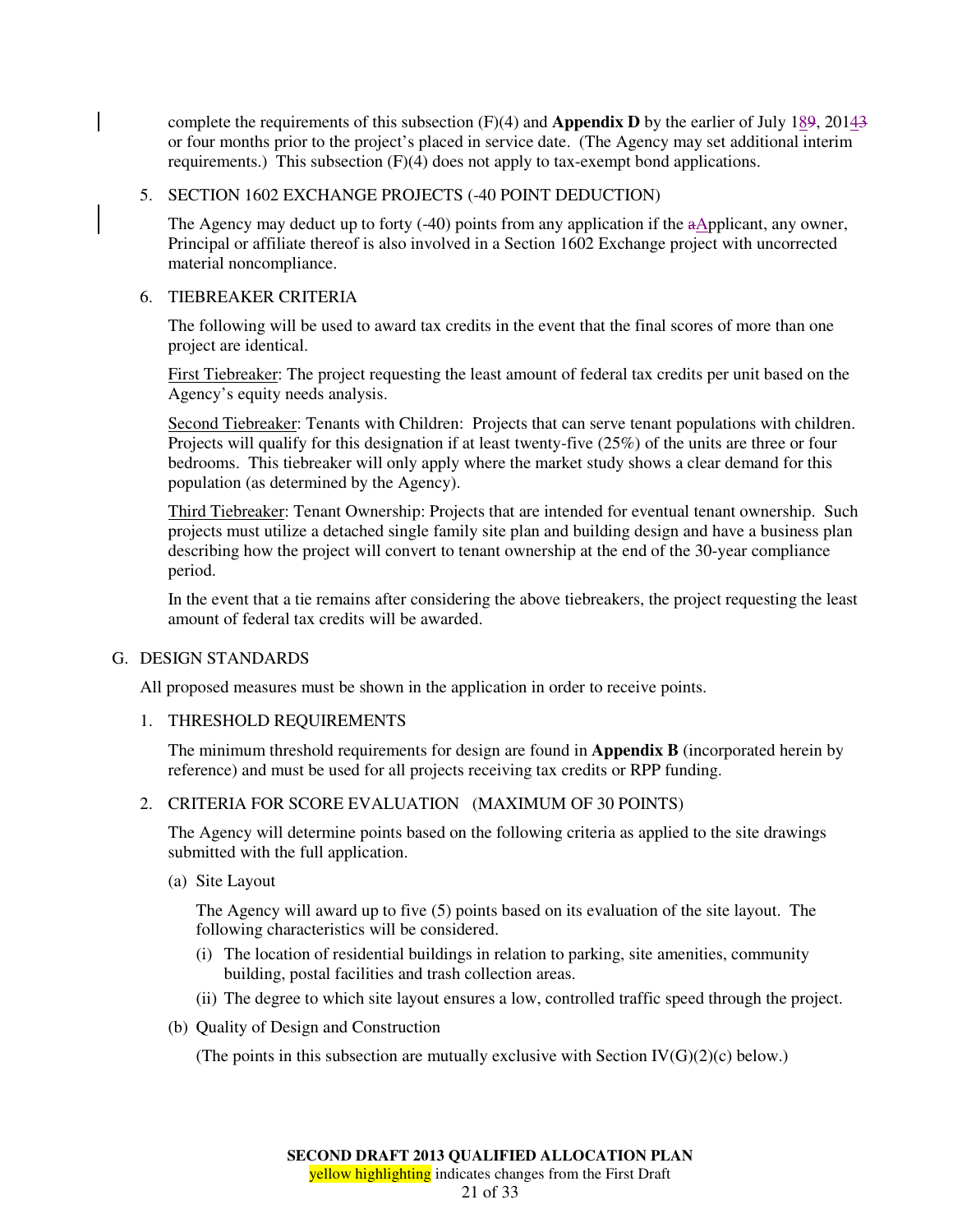complete the requirements of this subsection (F)(4) and **Appendix D** by the earlier of July 189, 20143 or four months prior to the project's placed in service date. (The Agency may set additional interim requirements.) This subsection (F)(4) does not apply to tax-exempt bond applications.

5. SECTION 1602 EXCHANGE PROJECTS (-40 POINT DEDUCTION)

   The Agency may deduct up to forty (-40) points from any application if the aApplicant, any owner, Principal or affiliate thereof is also involved in a Section 1602 Exchange project with uncorrected material noncompliance.

6. TIEBREAKER CRITERIA

   The following will be used to award tax credits in the event that the final scores of more than one project are identical.

   First Tiebreaker: The project requesting the least amount of federal tax credits per unit based on the Agency's equity needs analysis.

   Second Tiebreaker: Tenants with Children: Projects that can serve tenant populations with children. Projects will qualify for this designation if at least twenty-five (25%) of the units are three or four bedrooms. This tiebreaker will only apply where the market study shows a clear demand for this population (as determined by the Agency).

   Third Tiebreaker: Tenant Ownership: Projects that are intended for eventual tenant ownership. Such projects must utilize a detached single family site plan and building design and have a business plan describing how the project will convert to tenant ownership at the end of the 30-year compliance period.

   In the event that a tie remains after considering the above tiebreakers, the project requesting the least amount of federal tax credits will be awarded.

G. DESIGN STANDARDS

All proposed measures must be shown in the application in order to receive points.

1. THRESHOLD REQUIREMENTS

   The minimum threshold requirements for design are found in **Appendix B** (incorporated herein by reference) and must be used for all projects receiving tax credits or RPP funding.

2. CRITERIA FOR SCORE EVALUATION (MAXIMUM OF 30 POINTS)

   The Agency will determine points based on the following criteria as applied to the site drawings submitted with the full application.

   (a) Site Layout

   The Agency will award up to five (5) points based on its evaluation of the site layout. The following characteristics will be considered.

   (i) The location of residential buildings in relation to parking, site amenities, community building, postal facilities and trash collection areas.

   (ii) The degree to which site layout ensures a low, controlled traffic speed through the project.

   (b) Quality of Design and Construction

   (The points in this subsection are mutually exclusive with Section IV(G)(2)(c) below.)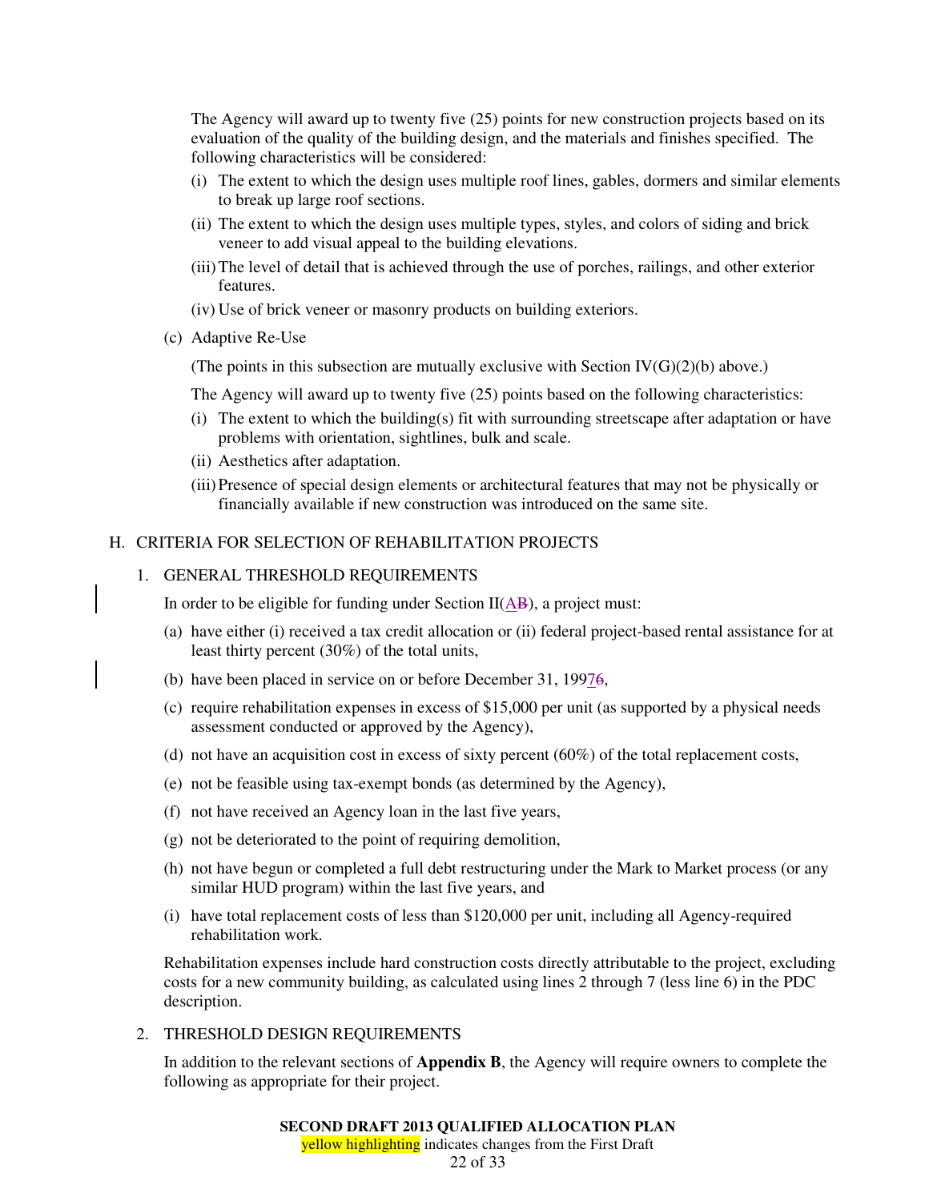The Agency will award up to twenty five (25) points for new construction projects based on its evaluation of the quality of the building design, and the materials and finishes specified. The following characteristics will be considered:

(i) The extent to which the design uses multiple roof lines, gables, dormers and similar elements to break up large roof sections.

(ii) The extent to which the design uses multiple types, styles, and colors of siding and brick veneer to add visual appeal to the building elevations.

(iii) The level of detail that is achieved through the use of porches, railings, and other exterior features.

(iv) Use of brick veneer or masonry products on building exteriors.

(c) Adaptive Re-Use

(The points in this subsection are mutually exclusive with Section IV(G)(2)(b) above.)

The Agency will award up to twenty five (25) points based on the following characteristics:

(i) The extent to which the building(s) fit with surrounding streetscape after adaptation or have problems with orientation, sightlines, bulk and scale.

(ii) Aesthetics after adaptation.

(iii) Presence of special design elements or architectural features that may not be physically or financially available if new construction was introduced on the same site.

## H. CRITERIA FOR SELECTION OF REHABILITATION PROJECTS

### 1. GENERAL THRESHOLD REQUIREMENTS

In order to be eligible for funding under Section II(A~~B~~), a project must:

(a) have either (i) received a tax credit allocation or (ii) federal project-based rental assistance for at least thirty percent (30%) of the total units,

(b) have been placed in service on or before December 31, 1997~~6~~,

(c) require rehabilitation expenses in excess of $15,000 per unit (as supported by a physical needs assessment conducted or approved by the Agency),

(d) not have an acquisition cost in excess of sixty percent (60%) of the total replacement costs,

(e) not be feasible using tax-exempt bonds (as determined by the Agency),

(f) not have received an Agency loan in the last five years,

(g) not be deteriorated to the point of requiring demolition,

(h) not have begun or completed a full debt restructuring under the Mark to Market process (or any similar HUD program) within the last five years, and

(i) have total replacement costs of less than $120,000 per unit, including all Agency-required rehabilitation work.

Rehabilitation expenses include hard construction costs directly attributable to the project, excluding costs for a new community building, as calculated using lines 2 through 7 (less line 6) in the PDC description.

### 2. THRESHOLD DESIGN REQUIREMENTS

In addition to the relevant sections of **Appendix B**, the Agency will require owners to complete the following as appropriate for their project.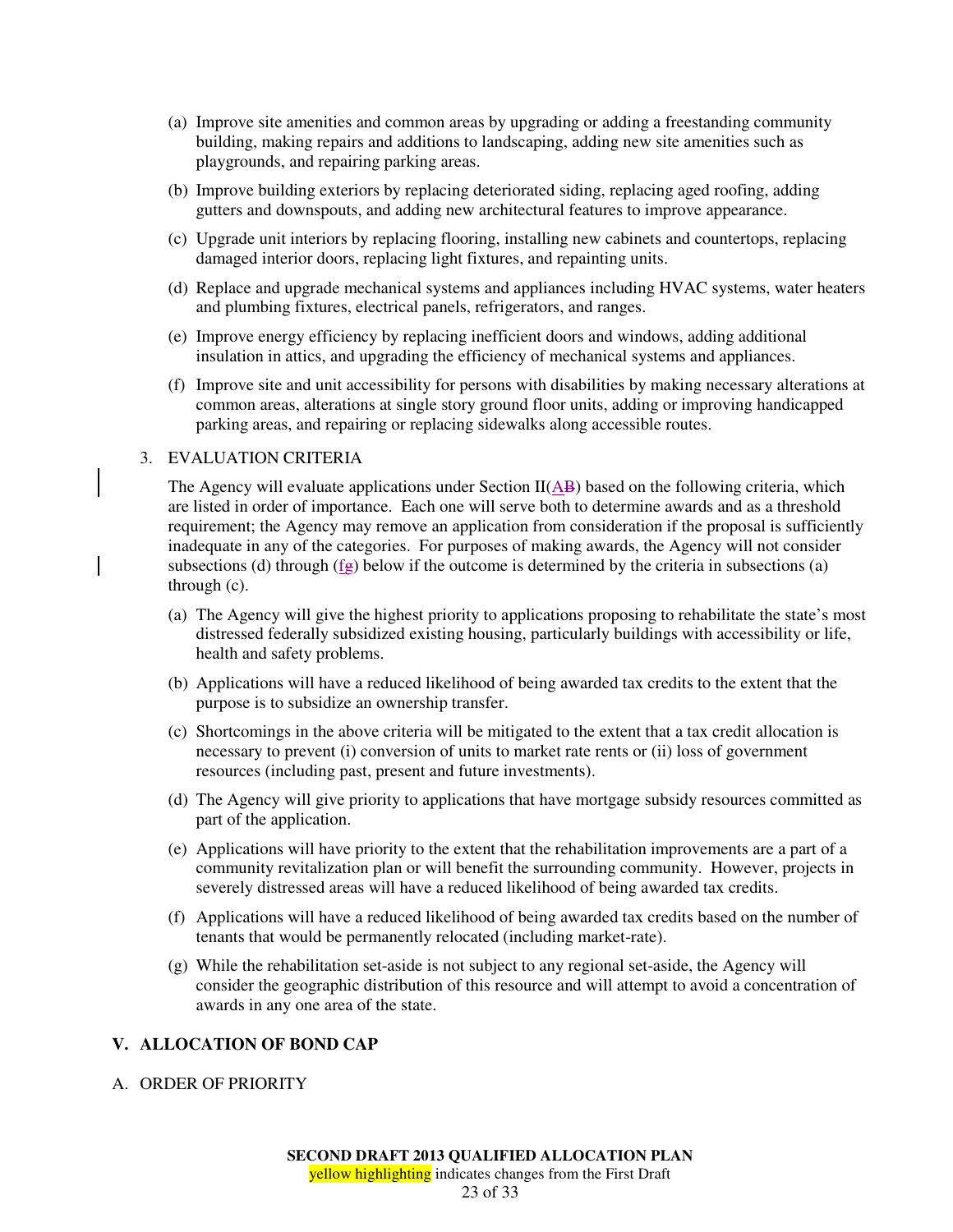(a) Improve site amenities and common areas by upgrading or adding a freestanding community building, making repairs and additions to landscaping, adding new site amenities such as playgrounds, and repairing parking areas.

(b) Improve building exteriors by replacing deteriorated siding, replacing aged roofing, adding gutters and downspouts, and adding new architectural features to improve appearance.

(c) Upgrade unit interiors by replacing flooring, installing new cabinets and countertops, replacing damaged interior doors, replacing light fixtures, and repainting units.

(d) Replace and upgrade mechanical systems and appliances including HVAC systems, water heaters and plumbing fixtures, electrical panels, refrigerators, and ranges.

(e) Improve energy efficiency by replacing inefficient doors and windows, adding additional insulation in attics, and upgrading the efficiency of mechanical systems and appliances.

(f) Improve site and unit accessibility for persons with disabilities by making necessary alterations at common areas, alterations at single story ground floor units, adding or improving handicapped parking areas, and repairing or replacing sidewalks along accessible routes.

3. EVALUATION CRITERIA

The Agency will evaluate applications under Section II(A~~B~~) based on the following criteria, which are listed in order of importance. Each one will serve both to determine awards and as a threshold requirement; the Agency may remove an application from consideration if the proposal is sufficiently inadequate in any of the categories. For purposes of making awards, the Agency will not consider subsections (d) through (f~~g~~) below if the outcome is determined by the criteria in subsections (a) through (c).

(a) The Agency will give the highest priority to applications proposing to rehabilitate the state's most distressed federally subsidized existing housing, particularly buildings with accessibility or life, health and safety problems.

(b) Applications will have a reduced likelihood of being awarded tax credits to the extent that the purpose is to subsidize an ownership transfer.

(c) Shortcomings in the above criteria will be mitigated to the extent that a tax credit allocation is necessary to prevent (i) conversion of units to market rate rents or (ii) loss of government resources (including past, present and future investments).

(d) The Agency will give priority to applications that have mortgage subsidy resources committed as part of the application.

(e) Applications will have priority to the extent that the rehabilitation improvements are a part of a community revitalization plan or will benefit the surrounding community. However, projects in severely distressed areas will have a reduced likelihood of being awarded tax credits.

(f) Applications will have a reduced likelihood of being awarded tax credits based on the number of tenants that would be permanently relocated (including market-rate).

(g) While the rehabilitation set-aside is not subject to any regional set-aside, the Agency will consider the geographic distribution of this resource and will attempt to avoid a concentration of awards in any one area of the state.

## V. ALLOCATION OF BOND CAP

A. ORDER OF PRIORITY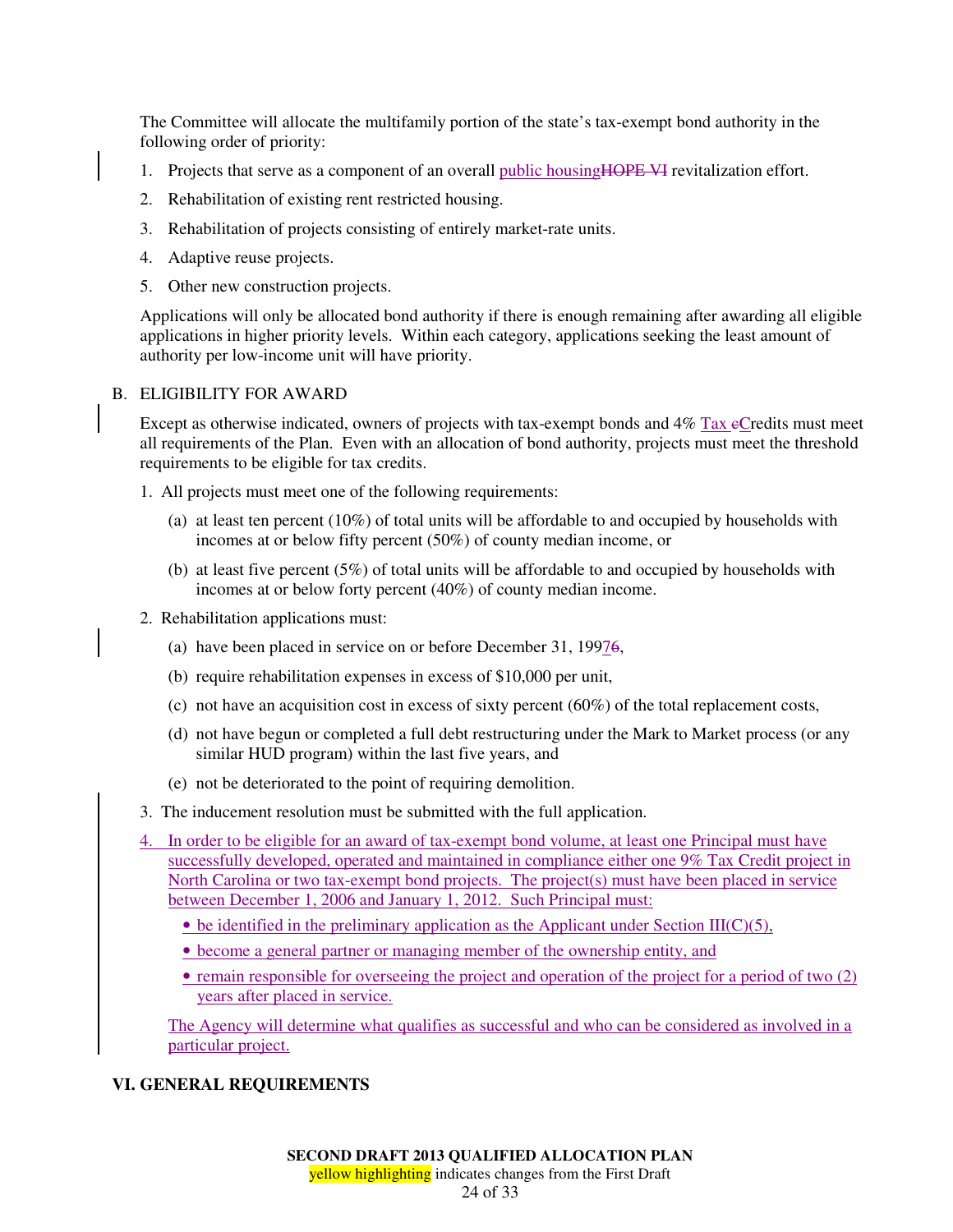The Committee will allocate the multifamily portion of the state's tax-exempt bond authority in the following order of priority:

1. Projects that serve as a component of an overall public housingHOPE VI revitalization effort.
2. Rehabilitation of existing rent restricted housing.
3. Rehabilitation of projects consisting of entirely market-rate units.
4. Adaptive reuse projects.
5. Other new construction projects.

Applications will only be allocated bond authority if there is enough remaining after awarding all eligible applications in higher priority levels. Within each category, applications seeking the least amount of authority per low-income unit will have priority.

B. ELIGIBILITY FOR AWARD

Except as otherwise indicated, owners of projects with tax-exempt bonds and 4% Tax cCredits must meet all requirements of the Plan. Even with an allocation of bond authority, projects must meet the threshold requirements to be eligible for tax credits.

1. All projects must meet one of the following requirements:

   (a) at least ten percent (10%) of total units will be affordable to and occupied by households with incomes at or below fifty percent (50%) of county median income, or

   (b) at least five percent (5%) of total units will be affordable to and occupied by households with incomes at or below forty percent (40%) of county median income.

2. Rehabilitation applications must:

   (a) have been placed in service on or before December 31, 19976,

   (b) require rehabilitation expenses in excess of $10,000 per unit,

   (c) not have an acquisition cost in excess of sixty percent (60%) of the total replacement costs,

   (d) not have begun or completed a full debt restructuring under the Mark to Market process (or any similar HUD program) within the last five years, and

   (e) not be deteriorated to the point of requiring demolition.

3. The inducement resolution must be submitted with the full application.

4. In order to be eligible for an award of tax-exempt bond volume, at least one Principal must have successfully developed, operated and maintained in compliance either one 9% Tax Credit project in North Carolina or two tax-exempt bond projects. The project(s) must have been placed in service between December 1, 2006 and January 1, 2012. Such Principal must:

   - be identified in the preliminary application as the Applicant under Section III(C)(5),
   - become a general partner or managing member of the ownership entity, and
   - remain responsible for overseeing the project and operation of the project for a period of two (2) years after placed in service.

   The Agency will determine what qualifies as successful and who can be considered as involved in a particular project.

## VI. GENERAL REQUIREMENTS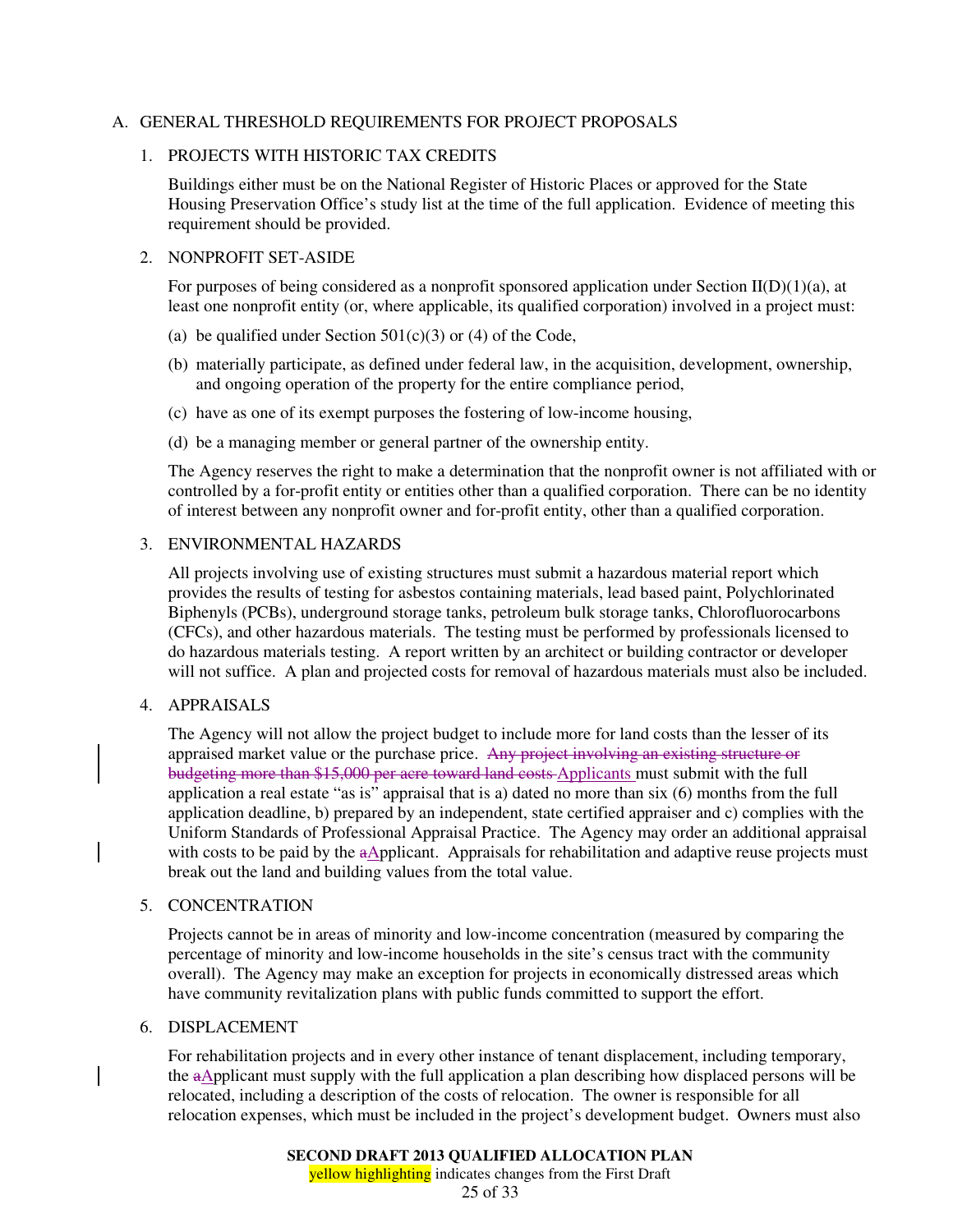## A. GENERAL THRESHOLD REQUIREMENTS FOR PROJECT PROPOSALS

### 1. PROJECTS WITH HISTORIC TAX CREDITS

Buildings either must be on the National Register of Historic Places or approved for the State Housing Preservation Office's study list at the time of the full application. Evidence of meeting this requirement should be provided.

### 2. NONPROFIT SET-ASIDE

For purposes of being considered as a nonprofit sponsored application under Section II(D)(1)(a), at least one nonprofit entity (or, where applicable, its qualified corporation) involved in a project must:

(a) be qualified under Section 501(c)(3) or (4) of the Code,

(b) materially participate, as defined under federal law, in the acquisition, development, ownership, and ongoing operation of the property for the entire compliance period,

(c) have as one of its exempt purposes the fostering of low-income housing,

(d) be a managing member or general partner of the ownership entity.

The Agency reserves the right to make a determination that the nonprofit owner is not affiliated with or controlled by a for-profit entity or entities other than a qualified corporation. There can be no identity of interest between any nonprofit owner and for-profit entity, other than a qualified corporation.

### 3. ENVIRONMENTAL HAZARDS

All projects involving use of existing structures must submit a hazardous material report which provides the results of testing for asbestos containing materials, lead based paint, Polychlorinated Biphenyls (PCBs), underground storage tanks, petroleum bulk storage tanks, Chlorofluorocarbons (CFCs), and other hazardous materials. The testing must be performed by professionals licensed to do hazardous materials testing. A report written by an architect or building contractor or developer will not suffice. A plan and projected costs for removal of hazardous materials must also be included.

### 4. APPRAISALS

The Agency will not allow the project budget to include more for land costs than the lesser of its appraised market value or the purchase price. ~~Any project involving an existing structure or budgeting more than $15,000 per acre toward land costs~~ Applicants must submit with the full application a real estate "as is" appraisal that is a) dated no more than six (6) months from the full application deadline, b) prepared by an independent, state certified appraiser and c) complies with the Uniform Standards of Professional Appraisal Practice. The Agency may order an additional appraisal with costs to be paid by the ~~a~~Applicant. Appraisals for rehabilitation and adaptive reuse projects must break out the land and building values from the total value.

### 5. CONCENTRATION

Projects cannot be in areas of minority and low-income concentration (measured by comparing the percentage of minority and low-income households in the site's census tract with the community overall). The Agency may make an exception for projects in economically distressed areas which have community revitalization plans with public funds committed to support the effort.

### 6. DISPLACEMENT

For rehabilitation projects and in every other instance of tenant displacement, including temporary, the ~~a~~Applicant must supply with the full application a plan describing how displaced persons will be relocated, including a description of the costs of relocation. The owner is responsible for all relocation expenses, which must be included in the project's development budget. Owners must also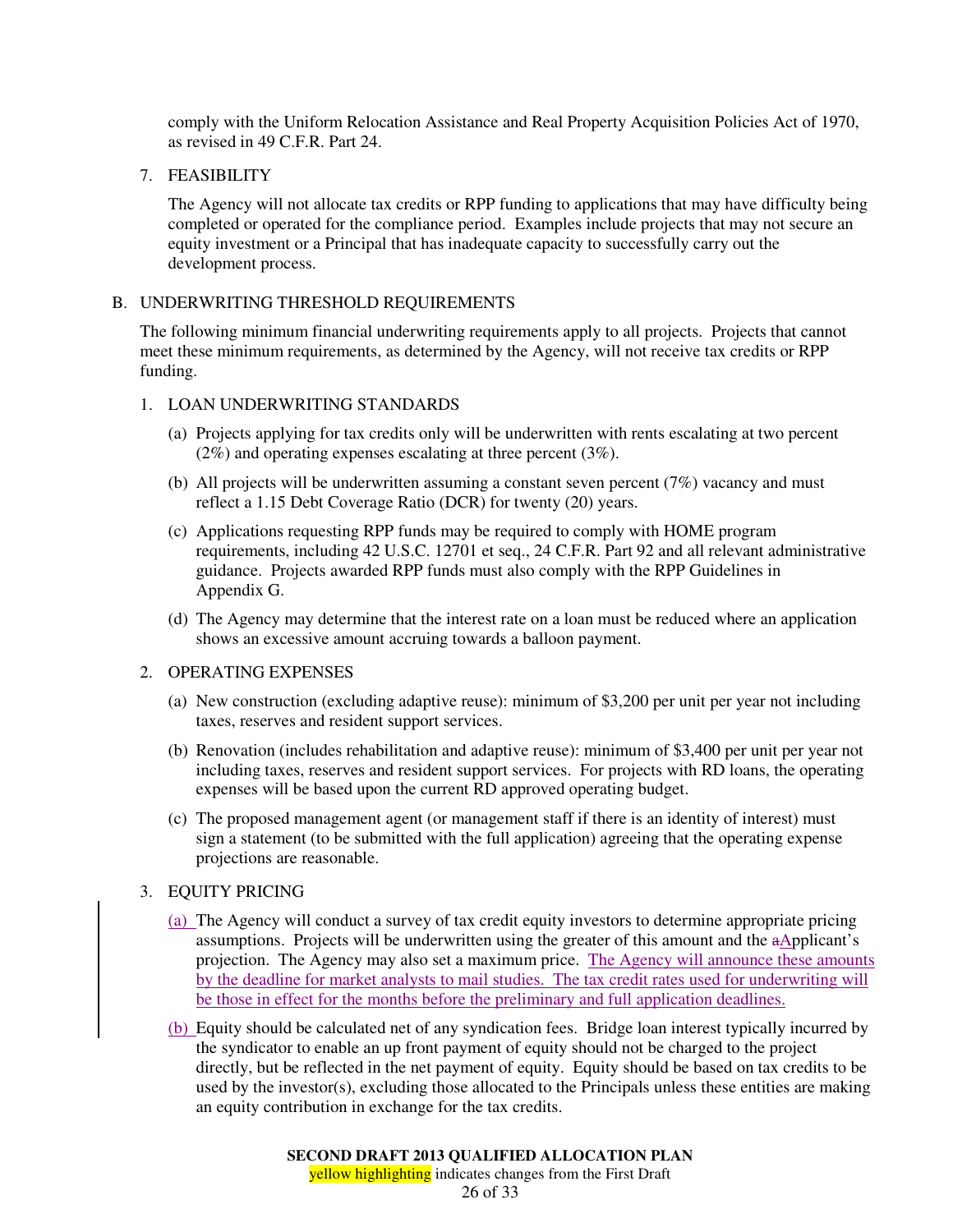comply with the Uniform Relocation Assistance and Real Property Acquisition Policies Act of 1970, as revised in 49 C.F.R. Part 24.

7. FEASIBILITY

   The Agency will not allocate tax credits or RPP funding to applications that may have difficulty being completed or operated for the compliance period. Examples include projects that may not secure an equity investment or a Principal that has inadequate capacity to successfully carry out the development process.

B. UNDERWRITING THRESHOLD REQUIREMENTS

The following minimum financial underwriting requirements apply to all projects. Projects that cannot meet these minimum requirements, as determined by the Agency, will not receive tax credits or RPP funding.

1. LOAN UNDERWRITING STANDARDS

   (a) Projects applying for tax credits only will be underwritten with rents escalating at two percent (2%) and operating expenses escalating at three percent (3%).

   (b) All projects will be underwritten assuming a constant seven percent (7%) vacancy and must reflect a 1.15 Debt Coverage Ratio (DCR) for twenty (20) years.

   (c) Applications requesting RPP funds may be required to comply with HOME program requirements, including 42 U.S.C. 12701 et seq., 24 C.F.R. Part 92 and all relevant administrative guidance. Projects awarded RPP funds must also comply with the RPP Guidelines in Appendix G.

   (d) The Agency may determine that the interest rate on a loan must be reduced where an application shows an excessive amount accruing towards a balloon payment.

2. OPERATING EXPENSES

   (a) New construction (excluding adaptive reuse): minimum of $3,200 per unit per year not including taxes, reserves and resident support services.

   (b) Renovation (includes rehabilitation and adaptive reuse): minimum of $3,400 per unit per year not including taxes, reserves and resident support services. For projects with RD loans, the operating expenses will be based upon the current RD approved operating budget.

   (c) The proposed management agent (or management staff if there is an identity of interest) must sign a statement (to be submitted with the full application) agreeing that the operating expense projections are reasonable.

3. EQUITY PRICING

   (a) The Agency will conduct a survey of tax credit equity investors to determine appropriate pricing assumptions. Projects will be underwritten using the greater of this amount and the Applicant's projection. The Agency may also set a maximum price. The Agency will announce these amounts by the deadline for market analysts to mail studies. The tax credit rates used for underwriting will be those in effect for the months before the preliminary and full application deadlines.

   (b) Equity should be calculated net of any syndication fees. Bridge loan interest typically incurred by the syndicator to enable an up front payment of equity should not be charged to the project directly, but be reflected in the net payment of equity. Equity should be based on tax credits to be used by the investor(s), excluding those allocated to the Principals unless these entities are making an equity contribution in exchange for the tax credits.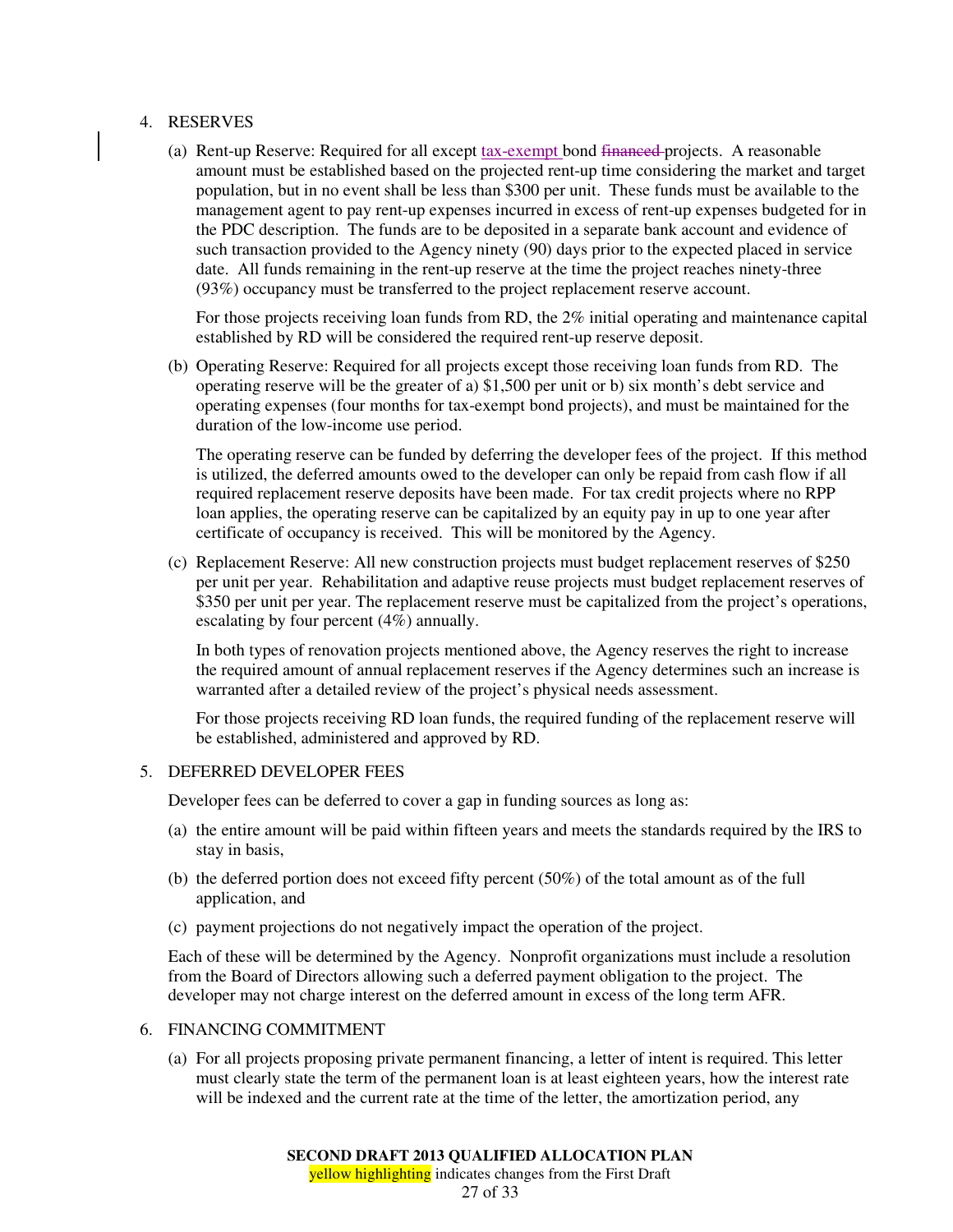4. RESERVES

   (a) Rent-up Reserve: Required for all except tax-exempt bond ~~financed~~ projects. A reasonable amount must be established based on the projected rent-up time considering the market and target population, but in no event shall be less than $300 per unit. These funds must be available to the management agent to pay rent-up expenses incurred in excess of rent-up expenses budgeted for in the PDC description. The funds are to be deposited in a separate bank account and evidence of such transaction provided to the Agency ninety (90) days prior to the expected placed in service date. All funds remaining in the rent-up reserve at the time the project reaches ninety-three (93%) occupancy must be transferred to the project replacement reserve account.

       For those projects receiving loan funds from RD, the 2% initial operating and maintenance capital established by RD will be considered the required rent-up reserve deposit.

   (b) Operating Reserve: Required for all projects except those receiving loan funds from RD. The operating reserve will be the greater of a) $1,500 per unit or b) six month's debt service and operating expenses (four months for tax-exempt bond projects), and must be maintained for the duration of the low-income use period.

       The operating reserve can be funded by deferring the developer fees of the project. If this method is utilized, the deferred amounts owed to the developer can only be repaid from cash flow if all required replacement reserve deposits have been made. For tax credit projects where no RPP loan applies, the operating reserve can be capitalized by an equity pay in up to one year after certificate of occupancy is received. This will be monitored by the Agency.

   (c) Replacement Reserve: All new construction projects must budget replacement reserves of $250 per unit per year. Rehabilitation and adaptive reuse projects must budget replacement reserves of $350 per unit per year. The replacement reserve must be capitalized from the project's operations, escalating by four percent (4%) annually.

       In both types of renovation projects mentioned above, the Agency reserves the right to increase the required amount of annual replacement reserves if the Agency determines such an increase is warranted after a detailed review of the project's physical needs assessment.

       For those projects receiving RD loan funds, the required funding of the replacement reserve will be established, administered and approved by RD.

5. DEFERRED DEVELOPER FEES

   Developer fees can be deferred to cover a gap in funding sources as long as:

   (a) the entire amount will be paid within fifteen years and meets the standards required by the IRS to stay in basis,

   (b) the deferred portion does not exceed fifty percent (50%) of the total amount as of the full application, and

   (c) payment projections do not negatively impact the operation of the project.

   Each of these will be determined by the Agency. Nonprofit organizations must include a resolution from the Board of Directors allowing such a deferred payment obligation to the project. The developer may not charge interest on the deferred amount in excess of the long term AFR.

6. FINANCING COMMITMENT

   (a) For all projects proposing private permanent financing, a letter of intent is required. This letter must clearly state the term of the permanent loan is at least eighteen years, how the interest rate will be indexed and the current rate at the time of the letter, the amortization period, any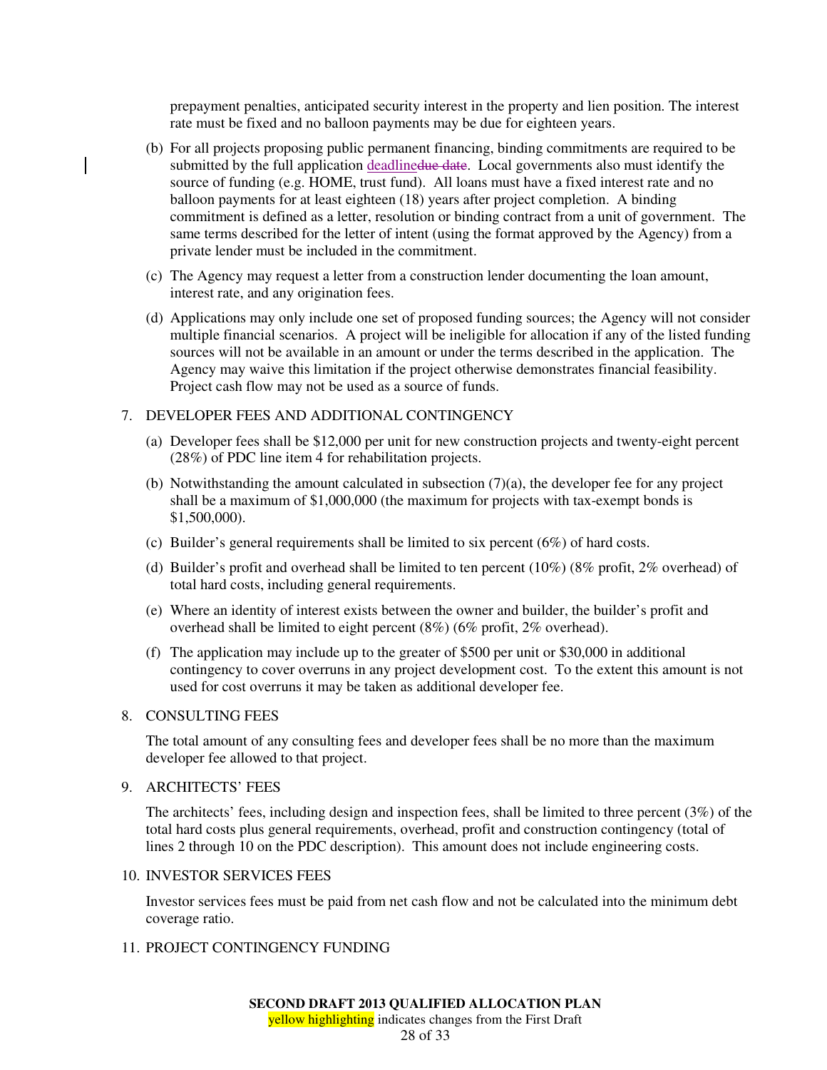prepayment penalties, anticipated security interest in the property and lien position. The interest rate must be fixed and no balloon payments may be due for eighteen years.

(b) For all projects proposing public permanent financing, binding commitments are required to be submitted by the full application deadline~~due date~~. Local governments also must identify the source of funding (e.g. HOME, trust fund). All loans must have a fixed interest rate and no balloon payments for at least eighteen (18) years after project completion. A binding commitment is defined as a letter, resolution or binding contract from a unit of government. The same terms described for the letter of intent (using the format approved by the Agency) from a private lender must be included in the commitment.

(c) The Agency may request a letter from a construction lender documenting the loan amount, interest rate, and any origination fees.

(d) Applications may only include one set of proposed funding sources; the Agency will not consider multiple financial scenarios. A project will be ineligible for allocation if any of the listed funding sources will not be available in an amount or under the terms described in the application. The Agency may waive this limitation if the project otherwise demonstrates financial feasibility. Project cash flow may not be used as a source of funds.

7. DEVELOPER FEES AND ADDITIONAL CONTINGENCY

(a) Developer fees shall be $12,000 per unit for new construction projects and twenty-eight percent (28%) of PDC line item 4 for rehabilitation projects.

(b) Notwithstanding the amount calculated in subsection (7)(a), the developer fee for any project shall be a maximum of $1,000,000 (the maximum for projects with tax-exempt bonds is $1,500,000).

(c) Builder's general requirements shall be limited to six percent (6%) of hard costs.

(d) Builder's profit and overhead shall be limited to ten percent (10%) (8% profit, 2% overhead) of total hard costs, including general requirements.

(e) Where an identity of interest exists between the owner and builder, the builder's profit and overhead shall be limited to eight percent (8%) (6% profit, 2% overhead).

(f) The application may include up to the greater of $500 per unit or $30,000 in additional contingency to cover overruns in any project development cost. To the extent this amount is not used for cost overruns it may be taken as additional developer fee.

8. CONSULTING FEES

The total amount of any consulting fees and developer fees shall be no more than the maximum developer fee allowed to that project.

9. ARCHITECTS' FEES

The architects' fees, including design and inspection fees, shall be limited to three percent (3%) of the total hard costs plus general requirements, overhead, profit and construction contingency (total of lines 2 through 10 on the PDC description). This amount does not include engineering costs.

10. INVESTOR SERVICES FEES

Investor services fees must be paid from net cash flow and not be calculated into the minimum debt coverage ratio.

11. PROJECT CONTINGENCY FUNDING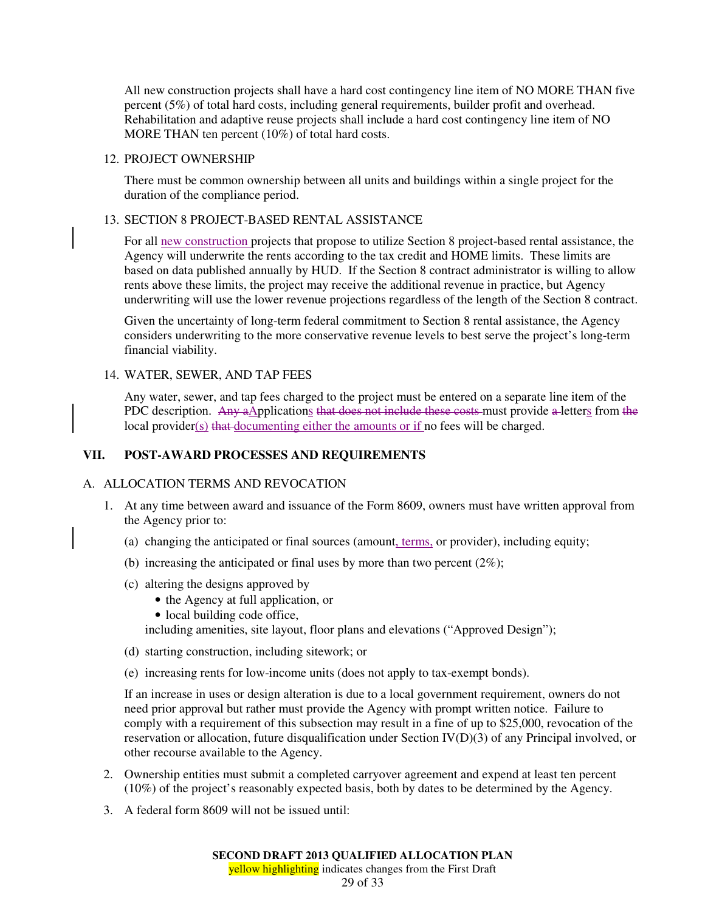All new construction projects shall have a hard cost contingency line item of NO MORE THAN five percent (5%) of total hard costs, including general requirements, builder profit and overhead. Rehabilitation and adaptive reuse projects shall include a hard cost contingency line item of NO MORE THAN ten percent (10%) of total hard costs.

12. PROJECT OWNERSHIP

There must be common ownership between all units and buildings within a single project for the duration of the compliance period.

13. SECTION 8 PROJECT-BASED RENTAL ASSISTANCE

For all new construction projects that propose to utilize Section 8 project-based rental assistance, the Agency will underwrite the rents according to the tax credit and HOME limits. These limits are based on data published annually by HUD. If the Section 8 contract administrator is willing to allow rents above these limits, the project may receive the additional revenue in practice, but Agency underwriting will use the lower revenue projections regardless of the length of the Section 8 contract.

Given the uncertainty of long-term federal commitment to Section 8 rental assistance, the Agency considers underwriting to the more conservative revenue levels to best serve the project's long-term financial viability.

14. WATER, SEWER, AND TAP FEES

Any water, sewer, and tap fees charged to the project must be entered on a separate line item of the PDC description. ~~Any a~~Applications ~~that does not include these costs~~ must provide ~~a~~ letters from ~~the~~ local provider(s) ~~that~~ documenting either the amounts or if no fees will be charged.

## VII. POST-AWARD PROCESSES AND REQUIREMENTS

A. ALLOCATION TERMS AND REVOCATION

1. At any time between award and issuance of the Form 8609, owners must have written approval from the Agency prior to:

   (a) changing the anticipated or final sources (amount, terms, or provider), including equity;

   (b) increasing the anticipated or final uses by more than two percent (2%);

   (c) altering the designs approved by
   - the Agency at full application, or
   - local building code office,

   including amenities, site layout, floor plans and elevations ("Approved Design");

   (d) starting construction, including sitework; or

   (e) increasing rents for low-income units (does not apply to tax-exempt bonds).

   If an increase in uses or design alteration is due to a local government requirement, owners do not need prior approval but rather must provide the Agency with prompt written notice. Failure to comply with a requirement of this subsection may result in a fine of up to $25,000, revocation of the reservation or allocation, future disqualification under Section IV(D)(3) of any Principal involved, or other recourse available to the Agency.

2. Ownership entities must submit a completed carryover agreement and expend at least ten percent (10%) of the project's reasonably expected basis, both by dates to be determined by the Agency.

3. A federal form 8609 will not be issued until: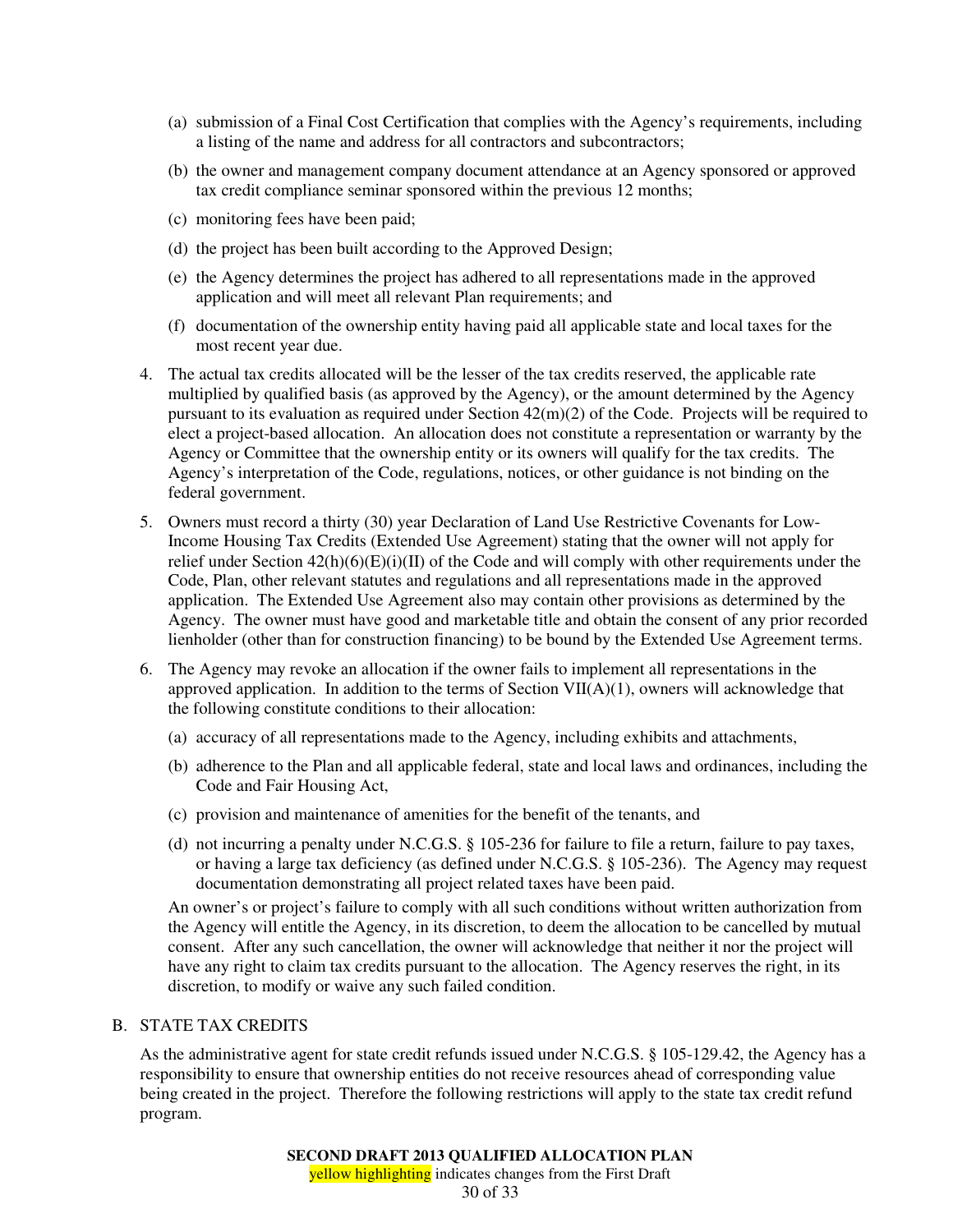(a) submission of a Final Cost Certification that complies with the Agency's requirements, including a listing of the name and address for all contractors and subcontractors;

(b) the owner and management company document attendance at an Agency sponsored or approved tax credit compliance seminar sponsored within the previous 12 months;

(c) monitoring fees have been paid;

(d) the project has been built according to the Approved Design;

(e) the Agency determines the project has adhered to all representations made in the approved application and will meet all relevant Plan requirements; and

(f) documentation of the ownership entity having paid all applicable state and local taxes for the most recent year due.

4. The actual tax credits allocated will be the lesser of the tax credits reserved, the applicable rate multiplied by qualified basis (as approved by the Agency), or the amount determined by the Agency pursuant to its evaluation as required under Section 42(m)(2) of the Code. Projects will be required to elect a project-based allocation. An allocation does not constitute a representation or warranty by the Agency or Committee that the ownership entity or its owners will qualify for the tax credits. The Agency's interpretation of the Code, regulations, notices, or other guidance is not binding on the federal government.

5. Owners must record a thirty (30) year Declaration of Land Use Restrictive Covenants for Low-Income Housing Tax Credits (Extended Use Agreement) stating that the owner will not apply for relief under Section 42(h)(6)(E)(i)(II) of the Code and will comply with other requirements under the Code, Plan, other relevant statutes and regulations and all representations made in the approved application. The Extended Use Agreement also may contain other provisions as determined by the Agency. The owner must have good and marketable title and obtain the consent of any prior recorded lienholder (other than for construction financing) to be bound by the Extended Use Agreement terms.

6. The Agency may revoke an allocation if the owner fails to implement all representations in the approved application. In addition to the terms of Section VII(A)(1), owners will acknowledge that the following constitute conditions to their allocation:

   (a) accuracy of all representations made to the Agency, including exhibits and attachments,

   (b) adherence to the Plan and all applicable federal, state and local laws and ordinances, including the Code and Fair Housing Act,

   (c) provision and maintenance of amenities for the benefit of the tenants, and

   (d) not incurring a penalty under N.C.G.S. § 105-236 for failure to file a return, failure to pay taxes, or having a large tax deficiency (as defined under N.C.G.S. § 105-236). The Agency may request documentation demonstrating all project related taxes have been paid.

   An owner's or project's failure to comply with all such conditions without written authorization from the Agency will entitle the Agency, in its discretion, to deem the allocation to be cancelled by mutual consent. After any such cancellation, the owner will acknowledge that neither it nor the project will have any right to claim tax credits pursuant to the allocation. The Agency reserves the right, in its discretion, to modify or waive any such failed condition.

## B. STATE TAX CREDITS

As the administrative agent for state credit refunds issued under N.C.G.S. § 105-129.42, the Agency has a responsibility to ensure that ownership entities do not receive resources ahead of corresponding value being created in the project. Therefore the following restrictions will apply to the state tax credit refund program.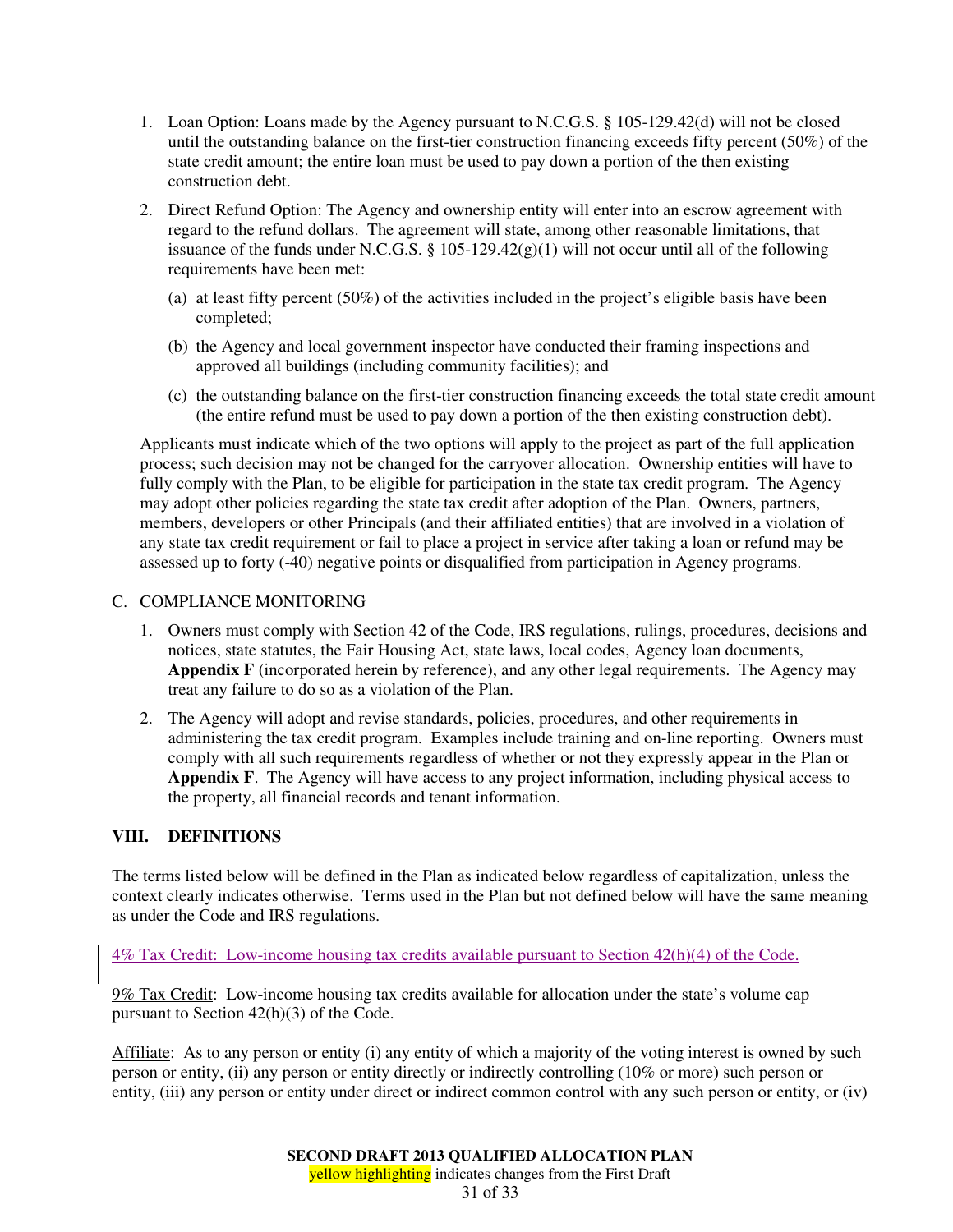1. Loan Option: Loans made by the Agency pursuant to N.C.G.S. § 105-129.42(d) will not be closed until the outstanding balance on the first-tier construction financing exceeds fifty percent (50%) of the state credit amount; the entire loan must be used to pay down a portion of the then existing construction debt.

2. Direct Refund Option: The Agency and ownership entity will enter into an escrow agreement with regard to the refund dollars. The agreement will state, among other reasonable limitations, that issuance of the funds under N.C.G.S. § 105-129.42(g)(1) will not occur until all of the following requirements have been met:

   (a) at least fifty percent (50%) of the activities included in the project's eligible basis have been completed;

   (b) the Agency and local government inspector have conducted their framing inspections and approved all buildings (including community facilities); and

   (c) the outstanding balance on the first-tier construction financing exceeds the total state credit amount (the entire refund must be used to pay down a portion of the then existing construction debt).

Applicants must indicate which of the two options will apply to the project as part of the full application process; such decision may not be changed for the carryover allocation. Ownership entities will have to fully comply with the Plan, to be eligible for participation in the state tax credit program. The Agency may adopt other policies regarding the state tax credit after adoption of the Plan. Owners, partners, members, developers or other Principals (and their affiliated entities) that are involved in a violation of any state tax credit requirement or fail to place a project in service after taking a loan or refund may be assessed up to forty (-40) negative points or disqualified from participation in Agency programs.

C. COMPLIANCE MONITORING

1. Owners must comply with Section 42 of the Code, IRS regulations, rulings, procedures, decisions and notices, state statutes, the Fair Housing Act, state laws, local codes, Agency loan documents, **Appendix F** (incorporated herein by reference), and any other legal requirements. The Agency may treat any failure to do so as a violation of the Plan.

2. The Agency will adopt and revise standards, policies, procedures, and other requirements in administering the tax credit program. Examples include training and on-line reporting. Owners must comply with all such requirements regardless of whether or not they expressly appear in the Plan or **Appendix F**. The Agency will have access to any project information, including physical access to the property, all financial records and tenant information.

## VIII. DEFINITIONS

The terms listed below will be defined in the Plan as indicated below regardless of capitalization, unless the context clearly indicates otherwise. Terms used in the Plan but not defined below will have the same meaning as under the Code and IRS regulations.

4% Tax Credit: Low-income housing tax credits available pursuant to Section 42(h)(4) of the Code.

9% Tax Credit: Low-income housing tax credits available for allocation under the state's volume cap pursuant to Section 42(h)(3) of the Code.

Affiliate: As to any person or entity (i) any entity of which a majority of the voting interest is owned by such person or entity, (ii) any person or entity directly or indirectly controlling (10% or more) such person or entity, (iii) any person or entity under direct or indirect common control with any such person or entity, or (iv)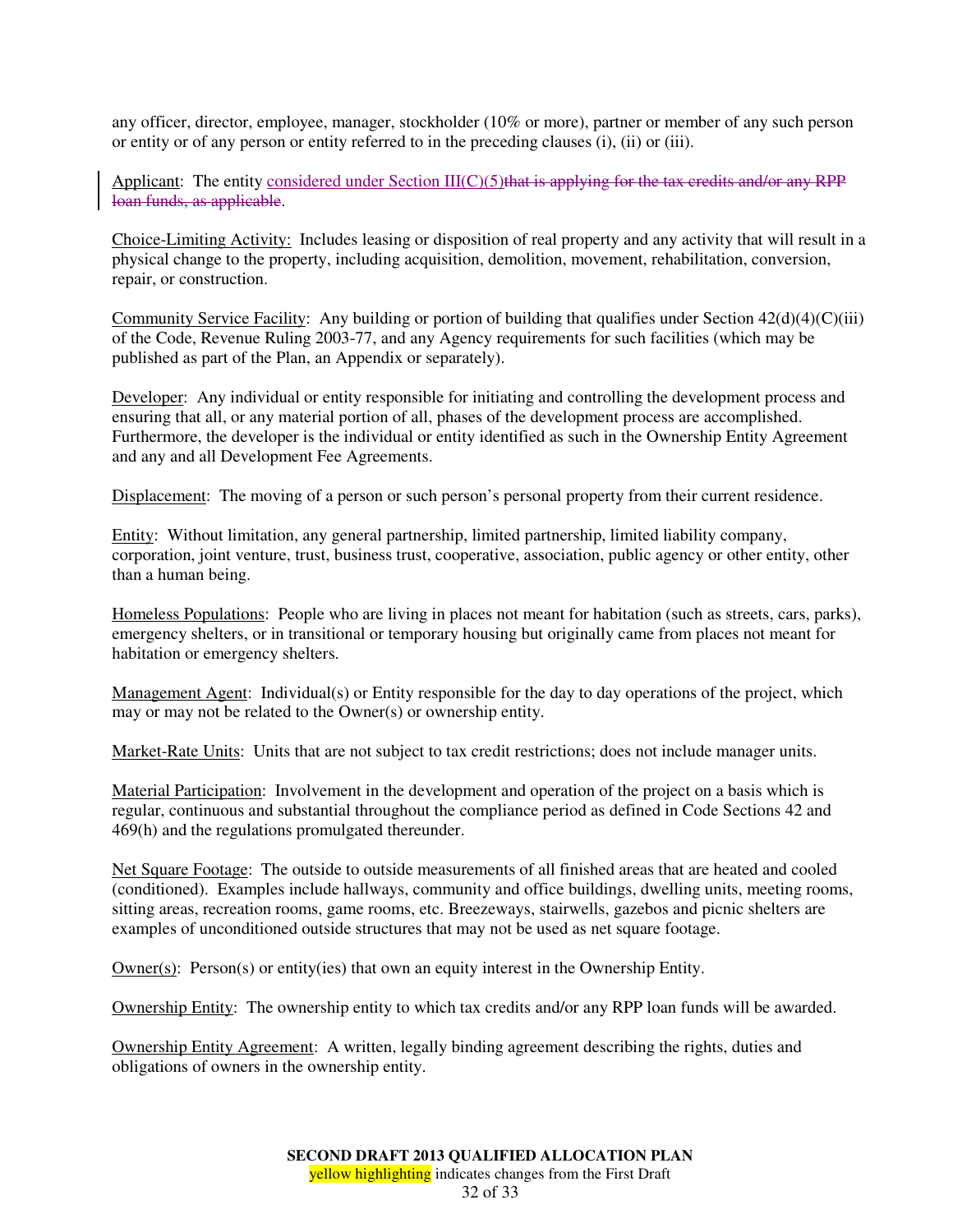any officer, director, employee, manager, stockholder (10% or more), partner or member of any such person or entity or of any person or entity referred to in the preceding clauses (i), (ii) or (iii).

<u>Applicant</u>: The entity <u>considered under Section III(C)(5)</u>~~that is applying for the tax credits and/or any RPP loan funds, as applicable~~.

<u>Choice-Limiting Activity:</u> Includes leasing or disposition of real property and any activity that will result in a physical change to the property, including acquisition, demolition, movement, rehabilitation, conversion, repair, or construction.

<u>Community Service Facility</u>: Any building or portion of building that qualifies under Section 42(d)(4)(C)(iii) of the Code, Revenue Ruling 2003-77, and any Agency requirements for such facilities (which may be published as part of the Plan, an Appendix or separately).

<u>Developer</u>: Any individual or entity responsible for initiating and controlling the development process and ensuring that all, or any material portion of all, phases of the development process are accomplished. Furthermore, the developer is the individual or entity identified as such in the Ownership Entity Agreement and any and all Development Fee Agreements.

<u>Displacement</u>: The moving of a person or such person's personal property from their current residence.

<u>Entity</u>: Without limitation, any general partnership, limited partnership, limited liability company, corporation, joint venture, trust, business trust, cooperative, association, public agency or other entity, other than a human being.

<u>Homeless Populations</u>: People who are living in places not meant for habitation (such as streets, cars, parks), emergency shelters, or in transitional or temporary housing but originally came from places not meant for habitation or emergency shelters.

<u>Management Agent</u>: Individual(s) or Entity responsible for the day to day operations of the project, which may or may not be related to the Owner(s) or ownership entity.

<u>Market-Rate Units</u>: Units that are not subject to tax credit restrictions; does not include manager units.

<u>Material Participation</u>: Involvement in the development and operation of the project on a basis which is regular, continuous and substantial throughout the compliance period as defined in Code Sections 42 and 469(h) and the regulations promulgated thereunder.

<u>Net Square Footage</u>: The outside to outside measurements of all finished areas that are heated and cooled (conditioned). Examples include hallways, community and office buildings, dwelling units, meeting rooms, sitting areas, recreation rooms, game rooms, etc. Breezeways, stairwells, gazebos and picnic shelters are examples of unconditioned outside structures that may not be used as net square footage.

<u>Owner(s)</u>: Person(s) or entity(ies) that own an equity interest in the Ownership Entity.

<u>Ownership Entity</u>: The ownership entity to which tax credits and/or any RPP loan funds will be awarded.

<u>Ownership Entity Agreement</u>: A written, legally binding agreement describing the rights, duties and obligations of owners in the ownership entity.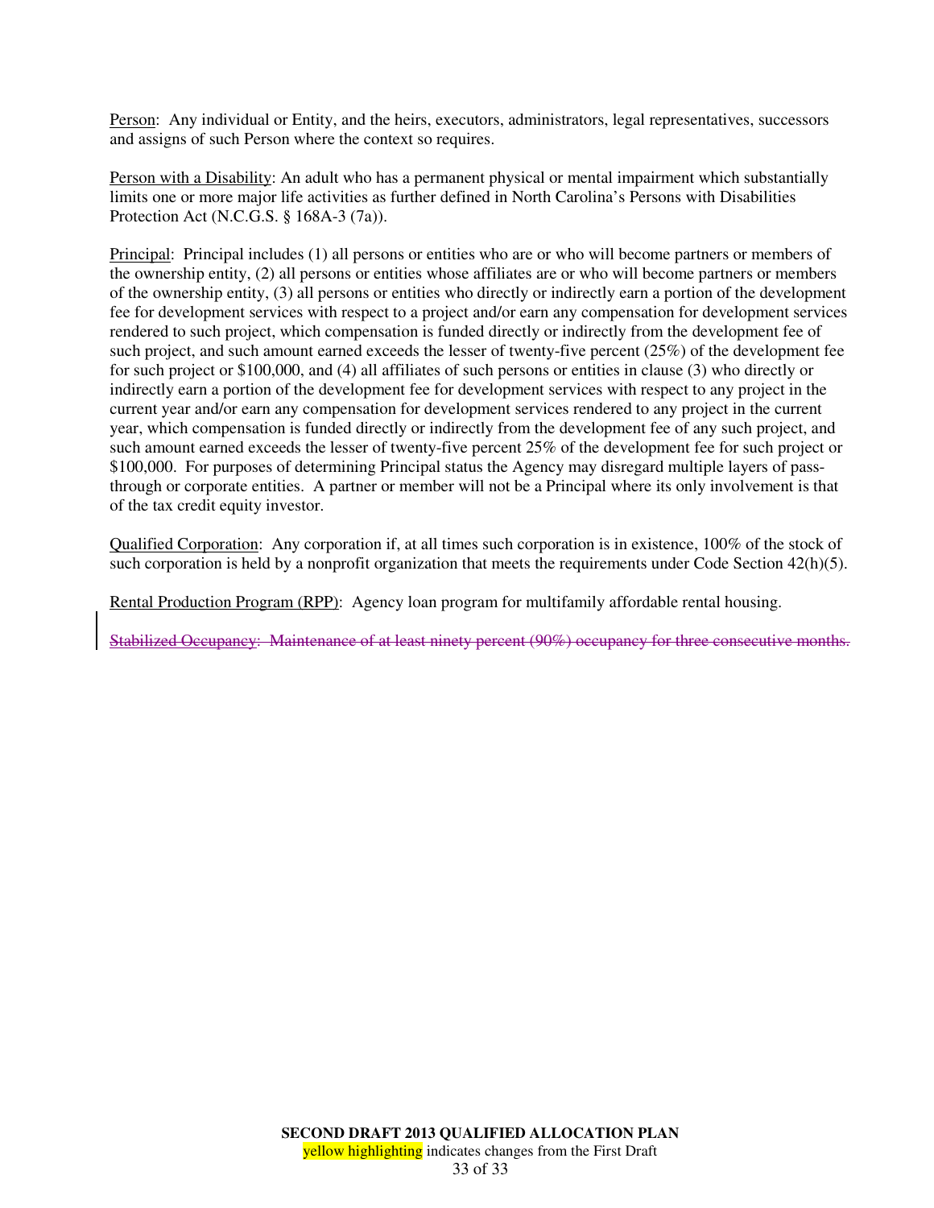<u>Person</u>: Any individual or Entity, and the heirs, executors, administrators, legal representatives, successors and assigns of such Person where the context so requires.

<u>Person with a Disability</u>: An adult who has a permanent physical or mental impairment which substantially limits one or more major life activities as further defined in North Carolina's Persons with Disabilities Protection Act (N.C.G.S. § 168A-3 (7a)).

<u>Principal</u>: Principal includes (1) all persons or entities who are or who will become partners or members of the ownership entity, (2) all persons or entities whose affiliates are or who will become partners or members of the ownership entity, (3) all persons or entities who directly or indirectly earn a portion of the development fee for development services with respect to a project and/or earn any compensation for development services rendered to such project, which compensation is funded directly or indirectly from the development fee of such project, and such amount earned exceeds the lesser of twenty-five percent (25%) of the development fee for such project or $100,000, and (4) all affiliates of such persons or entities in clause (3) who directly or indirectly earn a portion of the development fee for development services with respect to any project in the current year and/or earn any compensation for development services rendered to any project in the current year, which compensation is funded directly or indirectly from the development fee of any such project, and such amount earned exceeds the lesser of twenty-five percent 25% of the development fee for such project or $100,000. For purposes of determining Principal status the Agency may disregard multiple layers of pass-through or corporate entities. A partner or member will not be a Principal where its only involvement is that of the tax credit equity investor.

<u>Qualified Corporation</u>: Any corporation if, at all times such corporation is in existence, 100% of the stock of such corporation is held by a nonprofit organization that meets the requirements under Code Section 42(h)(5).

<u>Rental Production Program (RPP)</u>: Agency loan program for multifamily affordable rental housing.

~~Stabilized Occupancy: Maintenance of at least ninety percent (90%) occupancy for three consecutive months.~~